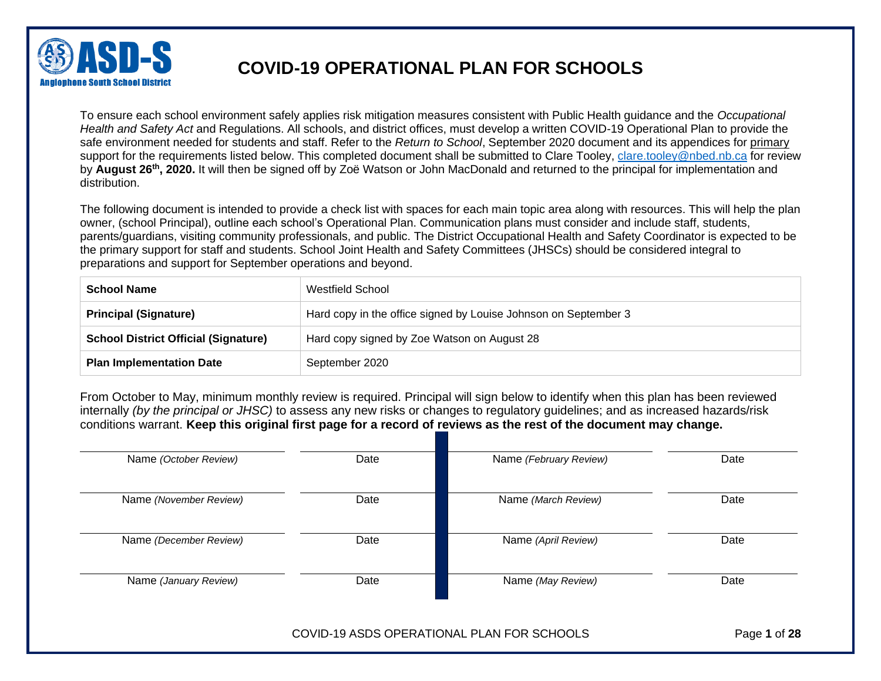ASD-S
Anglophone South School District

# COVID-19 OPERATIONAL PLAN FOR SCHOOLS

To ensure each school environment safely applies risk mitigation measures consistent with Public Health guidance and the *Occupational Health and Safety Act* and Regulations. All schools, and district offices, must develop a written COVID-19 Operational Plan to provide the safe environment needed for students and staff. Refer to the *Return to School*, September 2020 document and its appendices for primary support for the requirements listed below. This completed document shall be submitted to Clare Tooley, clare.tooley@nbed.nb.ca for review by **August 26th, 2020.** It will then be signed off by Zoë Watson or John MacDonald and returned to the principal for implementation and distribution.

The following document is intended to provide a check list with spaces for each main topic area along with resources. This will help the plan owner, (school Principal), outline each school's Operational Plan. Communication plans must consider and include staff, students, parents/guardians, visiting community professionals, and public. The District Occupational Health and Safety Coordinator is expected to be the primary support for staff and students. School Joint Health and Safety Committees (JHSCs) should be considered integral to preparations and support for September operations and beyond.

| | |
|---|---|
| **School Name** | Westfield School |
| **Principal (Signature)** | Hard copy in the office signed by Louise Johnson on September 3 |
| **School District Official (Signature)** | Hard copy signed by Zoe Watson on August 28 |
| **Plan Implementation Date** | September 2020 |

From October to May, minimum monthly review is required. Principal will sign below to identify when this plan has been reviewed internally *(by the principal or JHSC)* to assess any new risks or changes to regulatory guidelines; and as increased hazards/risk conditions warrant. **Keep this original first page for a record of reviews as the rest of the document may change.**

| | | | |
|---|---|---|---|
| Name *(October Review)* | Date | Name *(February Review)* | Date |
| Name *(November Review)* | Date | Name *(March Review)* | Date |
| Name *(December Review)* | Date | Name *(April Review)* | Date |
| Name *(January Review)* | Date | Name *(May Review)* | Date |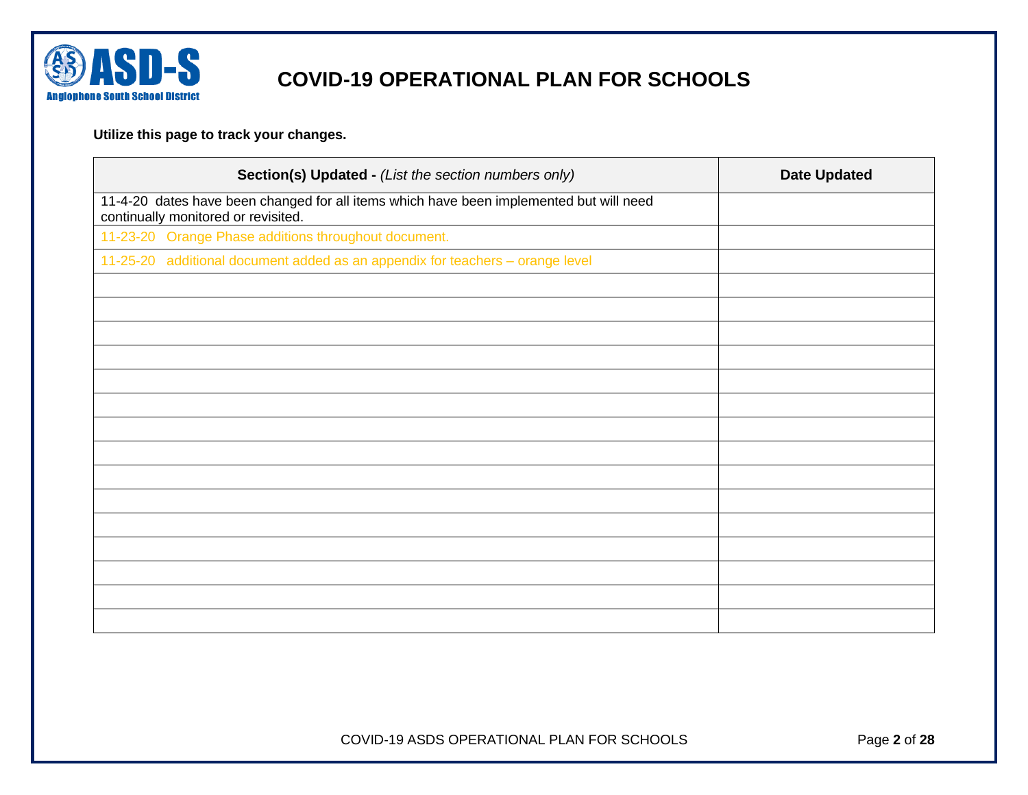# COVID-19 OPERATIONAL PLAN FOR SCHOOLS

**Utilize this page to track your changes.**

| **Section(s) Updated -** *(List the section numbers only)* | **Date Updated** |
|---|---|
| 11-4-20 dates have been changed for all items which have been implemented but will need continually monitored or revisited. | |
| 11-23-20 Orange Phase additions throughout document. | |
| 11-25-20 additional document added as an appendix for teachers – orange level | |
| | |
| | |
| | |
| | |
| | |
| | |
| | |
| | |
| | |
| | |
| | |
| | |
| | |
| | |
| | |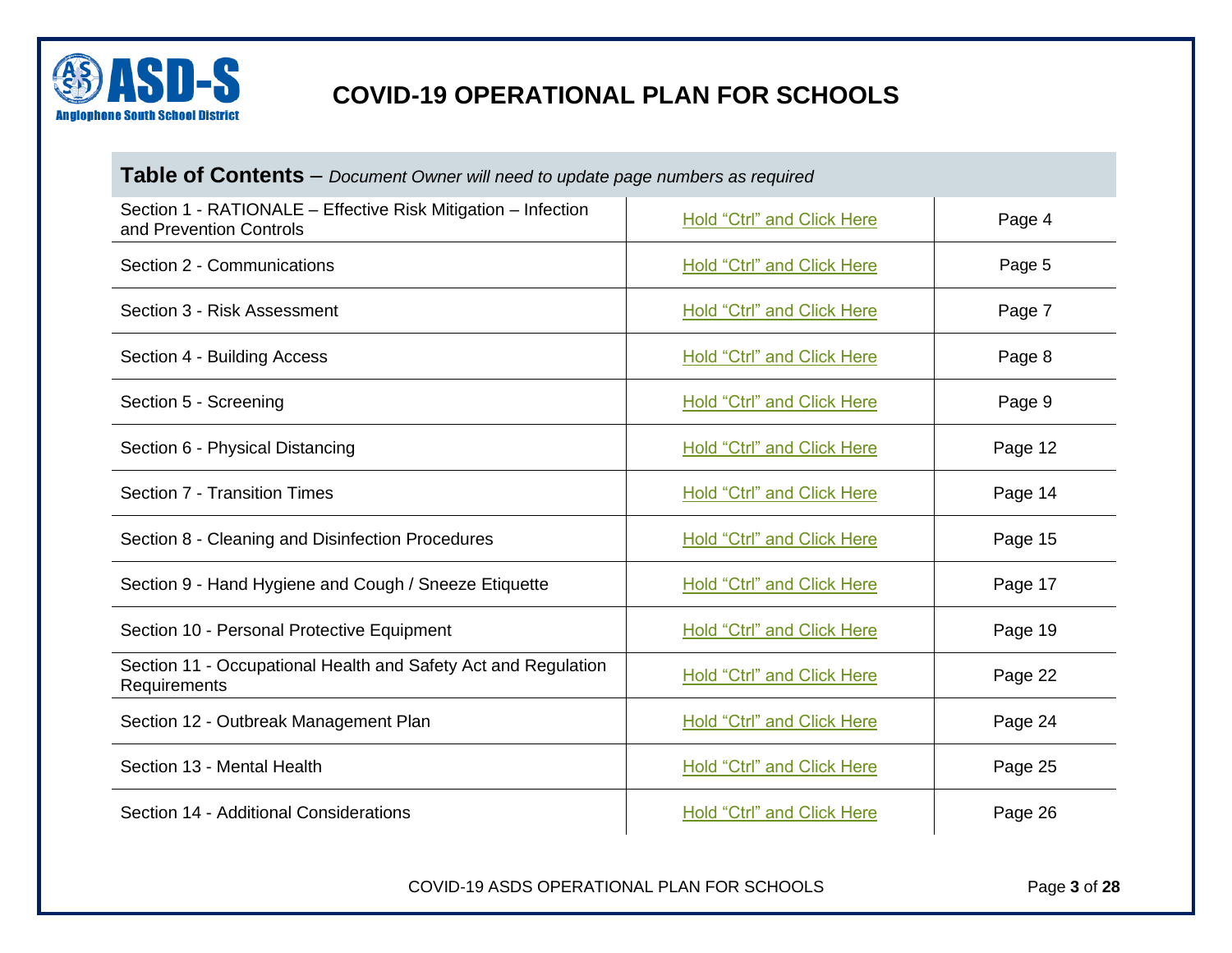# COVID-19 OPERATIONAL PLAN FOR SCHOOLS

## Table of Contents – *Document Owner will need to update page numbers as required*

| | | |
|---|---|---|
| Section 1 - RATIONALE – Effective Risk Mitigation – Infection and Prevention Controls | Hold "Ctrl" and Click Here | Page 4 |
| Section 2 - Communications | Hold "Ctrl" and Click Here | Page 5 |
| Section 3 - Risk Assessment | Hold "Ctrl" and Click Here | Page 7 |
| Section 4 - Building Access | Hold "Ctrl" and Click Here | Page 8 |
| Section 5 - Screening | Hold "Ctrl" and Click Here | Page 9 |
| Section 6 - Physical Distancing | Hold "Ctrl" and Click Here | Page 12 |
| Section 7 - Transition Times | Hold "Ctrl" and Click Here | Page 14 |
| Section 8 - Cleaning and Disinfection Procedures | Hold "Ctrl" and Click Here | Page 15 |
| Section 9 - Hand Hygiene and Cough / Sneeze Etiquette | Hold "Ctrl" and Click Here | Page 17 |
| Section 10 - Personal Protective Equipment | Hold "Ctrl" and Click Here | Page 19 |
| Section 11 - Occupational Health and Safety Act and Regulation Requirements | Hold "Ctrl" and Click Here | Page 22 |
| Section 12 - Outbreak Management Plan | Hold "Ctrl" and Click Here | Page 24 |
| Section 13 - Mental Health | Hold "Ctrl" and Click Here | Page 25 |
| Section 14 - Additional Considerations | Hold "Ctrl" and Click Here | Page 26 |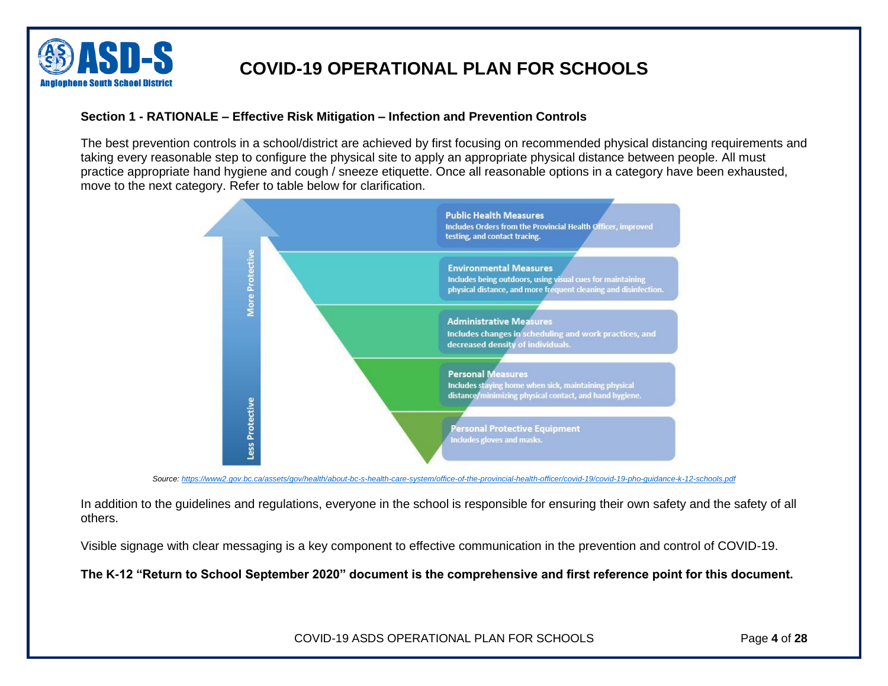### Section 1 - RATIONALE – Effective Risk Mitigation – Infection and Prevention Controls

The best prevention controls in a school/district are achieved by first focusing on recommended physical distancing requirements and taking every reasonable step to configure the physical site to apply an appropriate physical distance between people. All must practice appropriate hand hygiene and cough / sneeze etiquette. Once all reasonable options in a category have been exhausted, move to the next category. Refer to table below for clarification.

More Protective ↑ / Less Protective

- **Public Health Measures** – Includes Orders from the Provincial Health Officer, improved testing, and contact tracing.
- **Environmental Measures** – Includes being outdoors, using visual cues for maintaining physical distance, and more frequent cleaning and disinfection.
- **Administrative Measures** – Includes changes in scheduling and work practices, and decreased density of individuals.
- **Personal Measures** – Includes staying home when sick, maintaining physical distance/minimizing physical contact, and hand hygiene.
- **Personal Protective Equipment** – Includes gloves and masks.

*Source: https://www2.gov.bc.ca/assets/gov/health/about-bc-s-health-care-system/office-of-the-provincial-health-officer/covid-19/covid-19-pho-guidance-k-12-schools.pdf*

In addition to the guidelines and regulations, everyone in the school is responsible for ensuring their own safety and the safety of all others.

Visible signage with clear messaging is a key component to effective communication in the prevention and control of COVID-19.

**The K-12 "Return to School September 2020" document is the comprehensive and first reference point for this document.**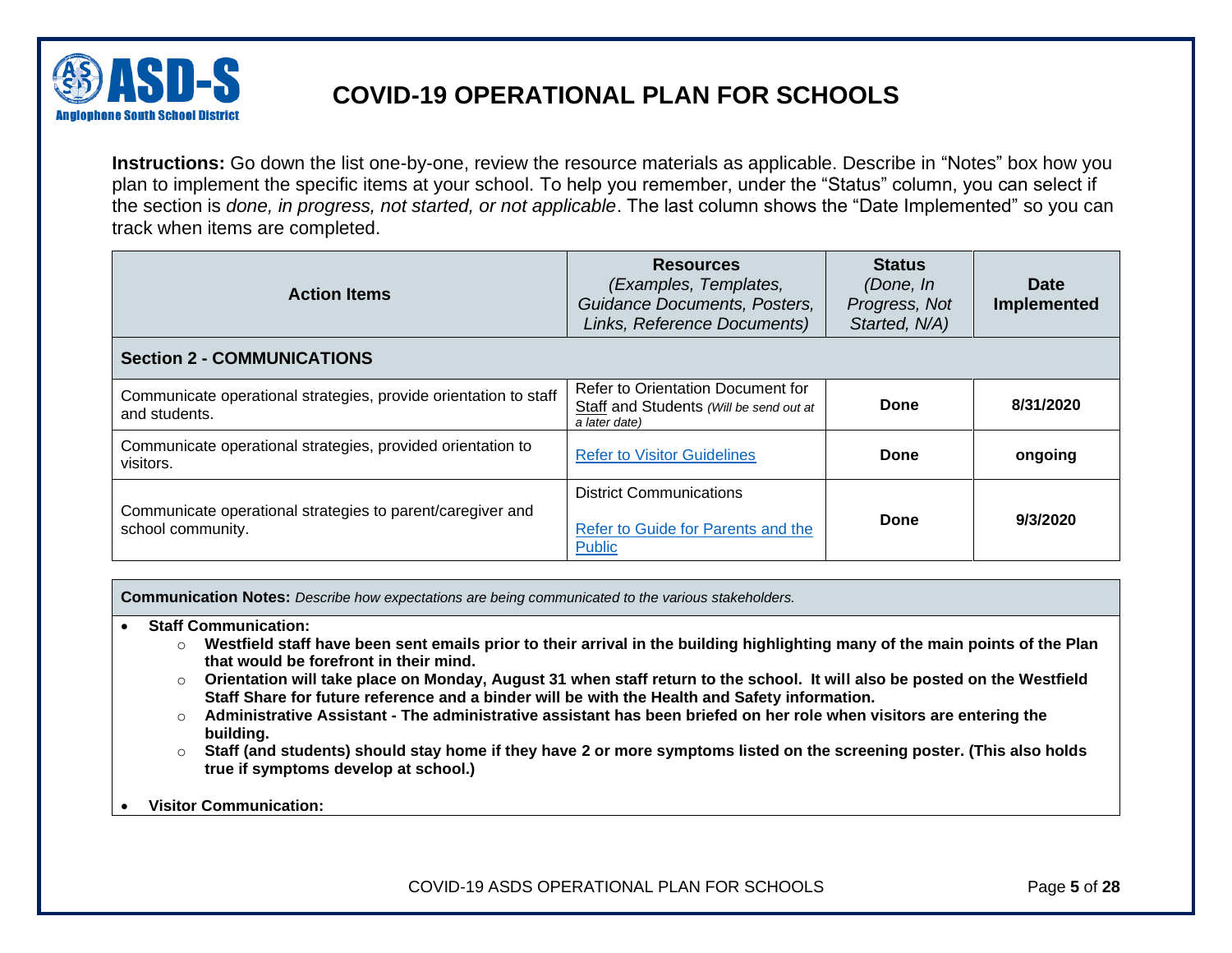# COVID-19 OPERATIONAL PLAN FOR SCHOOLS

**Instructions:** Go down the list one-by-one, review the resource materials as applicable. Describe in "Notes" box how you plan to implement the specific items at your school. To help you remember, under the "Status" column, you can select if the section is *done, in progress, not started, or not applicable*. The last column shows the "Date Implemented" so you can track when items are completed.

| Action Items | Resources *(Examples, Templates, Guidance Documents, Posters, Links, Reference Documents)* | Status *(Done, In Progress, Not Started, N/A)* | Date Implemented |
|---|---|---|---|
| **Section 2 - COMMUNICATIONS** | | | |
| Communicate operational strategies, provide orientation to staff and students. | Refer to Orientation Document for Staff and Students *(Will be send out at a later date)* | **Done** | **8/31/2020** |
| Communicate operational strategies, provided orientation to visitors. | Refer to Visitor Guidelines | **Done** | **ongoing** |
| Communicate operational strategies to parent/caregiver and school community. | District Communications<br><br>Refer to Guide for Parents and the Public | **Done** | **9/3/2020** |

**Communication Notes:** *Describe how expectations are being communicated to the various stakeholders.*

- **Staff Communication:**
  - **Westfield staff have been sent emails prior to their arrival in the building highlighting many of the main points of the Plan that would be forefront in their mind.**
  - **Orientation will take place on Monday, August 31 when staff return to the school. It will also be posted on the Westfield Staff Share for future reference and a binder will be with the Health and Safety information.**
  - **Administrative Assistant - The administrative assistant has been briefed on her role when visitors are entering the building.**
  - **Staff (and students) should stay home if they have 2 or more symptoms listed on the screening poster. (This also holds true if symptoms develop at school.)**
- **Visitor Communication:**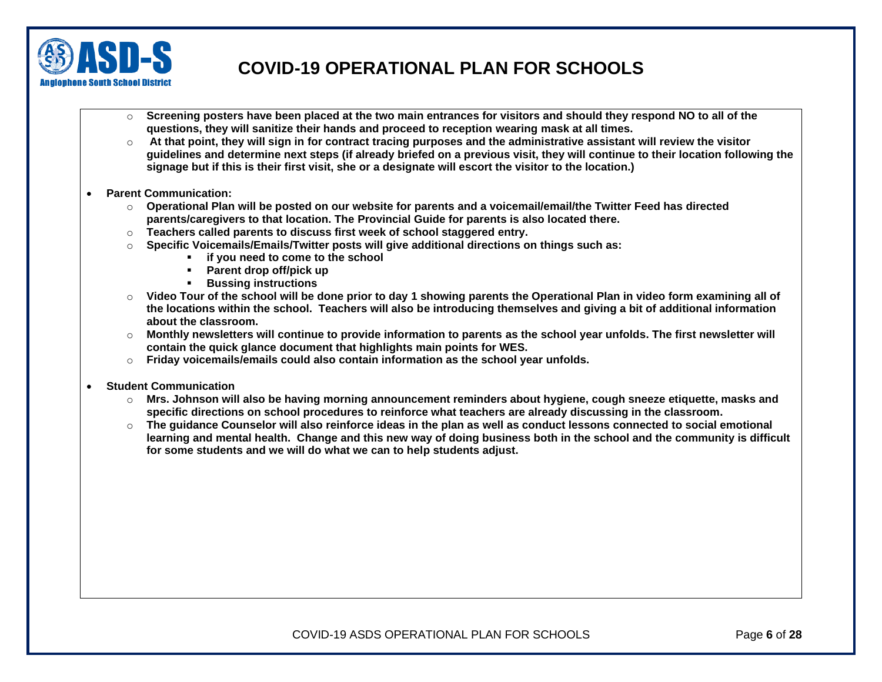- **Screening posters have been placed at the two main entrances for visitors and should they respond NO to all of the questions, they will sanitize their hands and proceed to reception wearing mask at all times.**
- **At that point, they will sign in for contract tracing purposes and the administrative assistant will review the visitor guidelines and determine next steps (if already briefed on a previous visit, they will continue to their location following the signage but if this is their first visit, she or a designate will escort the visitor to the location.)**

- **Parent Communication:**
  - **Operational Plan will be posted on our website for parents and a voicemail/email/the Twitter Feed has directed parents/caregivers to that location. The Provincial Guide for parents is also located there.**
  - **Teachers called parents to discuss first week of school staggered entry.**
  - **Specific Voicemails/Emails/Twitter posts will give additional directions on things such as:**
    - **if you need to come to the school**
    - **Parent drop off/pick up**
    - **Bussing instructions**
  - **Video Tour of the school will be done prior to day 1 showing parents the Operational Plan in video form examining all of the locations within the school. Teachers will also be introducing themselves and giving a bit of additional information about the classroom.**
  - **Monthly newsletters will continue to provide information to parents as the school year unfolds. The first newsletter will contain the quick glance document that highlights main points for WES.**
  - **Friday voicemails/emails could also contain information as the school year unfolds.**

- **Student Communication**
  - **Mrs. Johnson will also be having morning announcement reminders about hygiene, cough sneeze etiquette, masks and specific directions on school procedures to reinforce what teachers are already discussing in the classroom.**
  - **The guidance Counselor will also reinforce ideas in the plan as well as conduct lessons connected to social emotional learning and mental health. Change and this new way of doing business both in the school and the community is difficult for some students and we will do what we can to help students adjust.**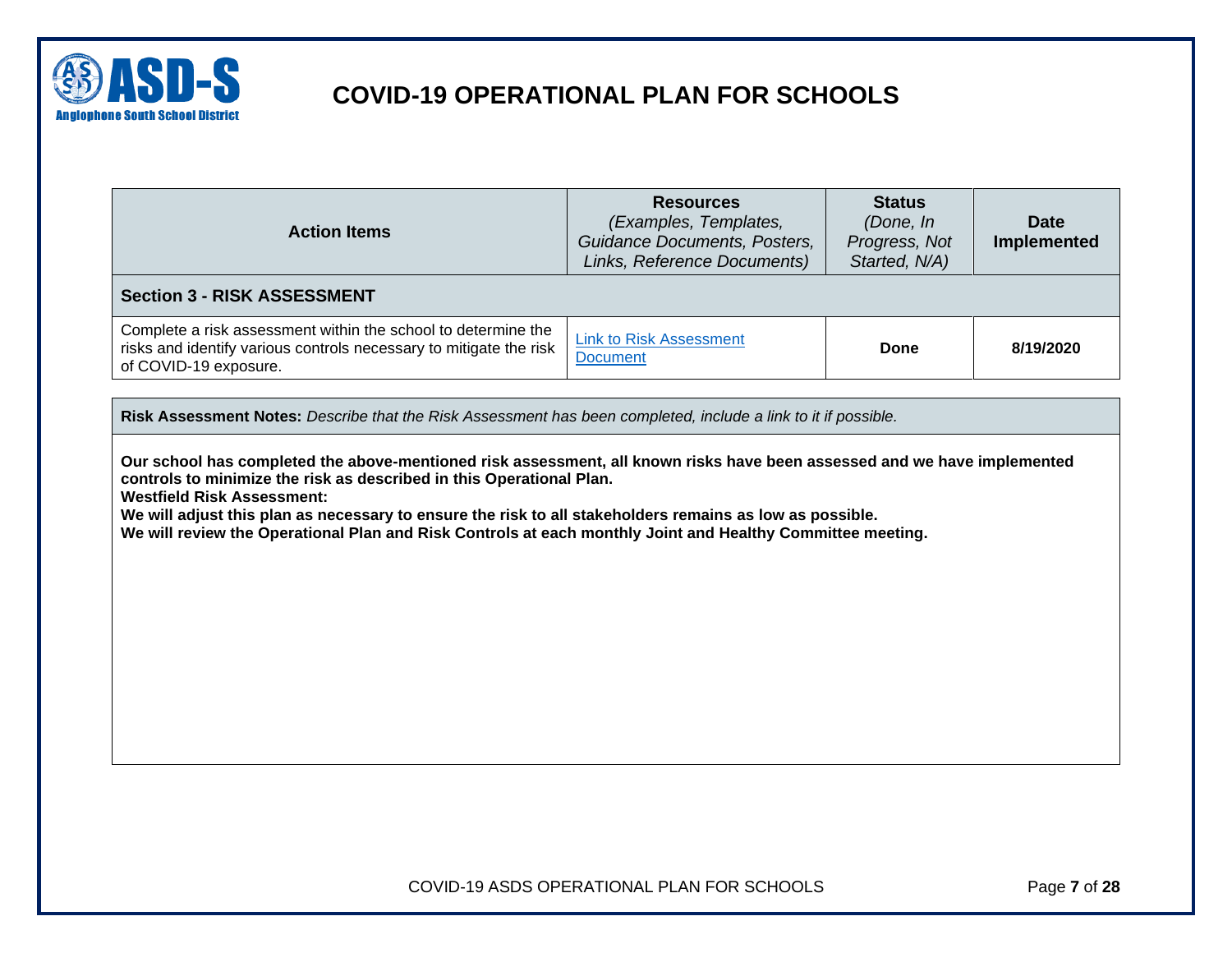# COVID-19 OPERATIONAL PLAN FOR SCHOOLS

| Action Items | Resources *(Examples, Templates, Guidance Documents, Posters, Links, Reference Documents)* | Status *(Done, In Progress, Not Started, N/A)* | Date Implemented |
|---|---|---|---|
| **Section 3 - RISK ASSESSMENT** | | | |
| Complete a risk assessment within the school to determine the risks and identify various controls necessary to mitigate the risk of COVID-19 exposure. | Link to Risk Assessment Document | **Done** | **8/19/2020** |

**Risk Assessment Notes:** *Describe that the Risk Assessment has been completed, include a link to it if possible.*

**Our school has completed the above-mentioned risk assessment, all known risks have been assessed and we have implemented controls to minimize the risk as described in this Operational Plan.**
**Westfield Risk Assessment:**
**We will adjust this plan as necessary to ensure the risk to all stakeholders remains as low as possible.**
**We will review the Operational Plan and Risk Controls at each monthly Joint and Healthy Committee meeting.**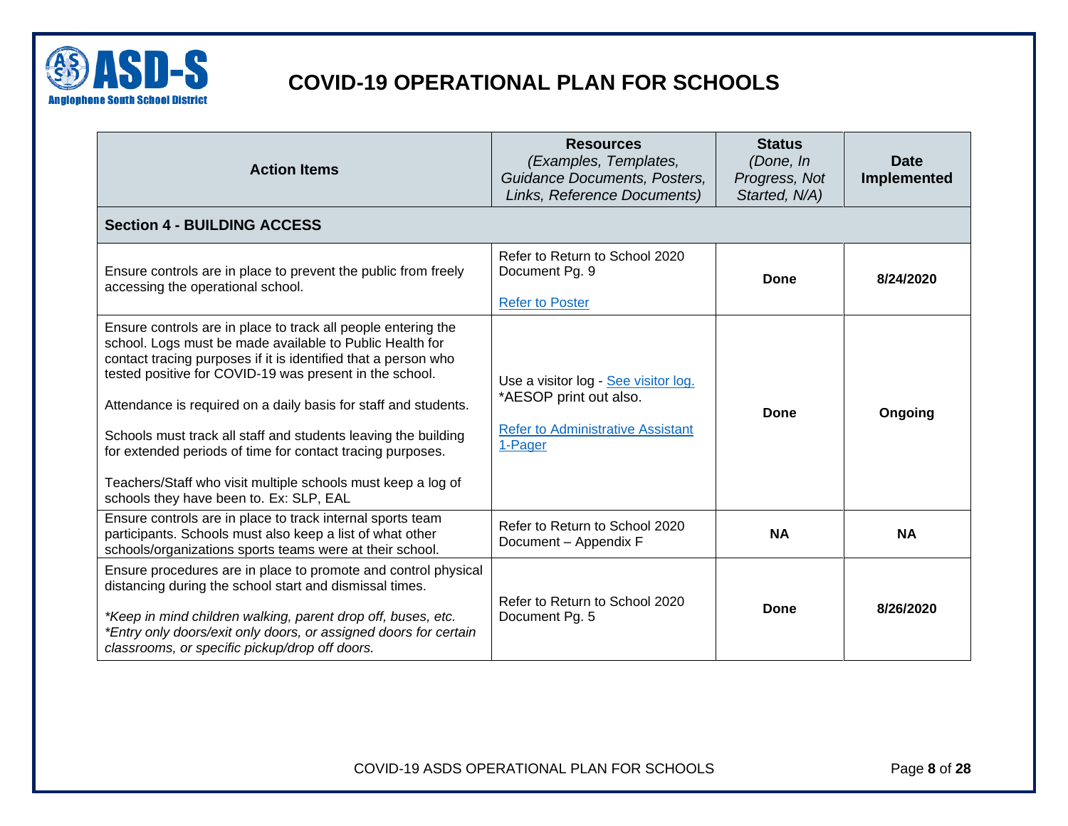# COVID-19 OPERATIONAL PLAN FOR SCHOOLS

| Action Items | Resources *(Examples, Templates, Guidance Documents, Posters, Links, Reference Documents)* | Status *(Done, In Progress, Not Started, N/A)* | Date Implemented |
|---|---|---|---|
| **Section 4 - BUILDING ACCESS** | | | |
| Ensure controls are in place to prevent the public from freely accessing the operational school. | Refer to Return to School 2020 Document Pg. 9<br><br>Refer to Poster | **Done** | **8/24/2020** |
| Ensure controls are in place to track all people entering the school. Logs must be made available to Public Health for contact tracing purposes if it is identified that a person who tested positive for COVID-19 was present in the school.<br><br>Attendance is required on a daily basis for staff and students.<br><br>Schools must track all staff and students leaving the building for extended periods of time for contact tracing purposes.<br><br>Teachers/Staff who visit multiple schools must keep a log of schools they have been to. Ex: SLP, EAL | Use a visitor log - See visitor log.<br>*AESOP print out also.<br><br>Refer to Administrative Assistant 1-Pager | **Done** | **Ongoing** |
| Ensure controls are in place to track internal sports team participants. Schools must also keep a list of what other schools/organizations sports teams were at their school. | Refer to Return to School 2020 Document – Appendix F | **NA** | **NA** |
| Ensure procedures are in place to promote and control physical distancing during the school start and dismissal times.<br><br>*\*Keep in mind children walking, parent drop off, buses, etc.*<br>*\*Entry only doors/exit only doors, or assigned doors for certain classrooms, or specific pickup/drop off doors.* | Refer to Return to School 2020 Document Pg. 5 | **Done** | **8/26/2020** |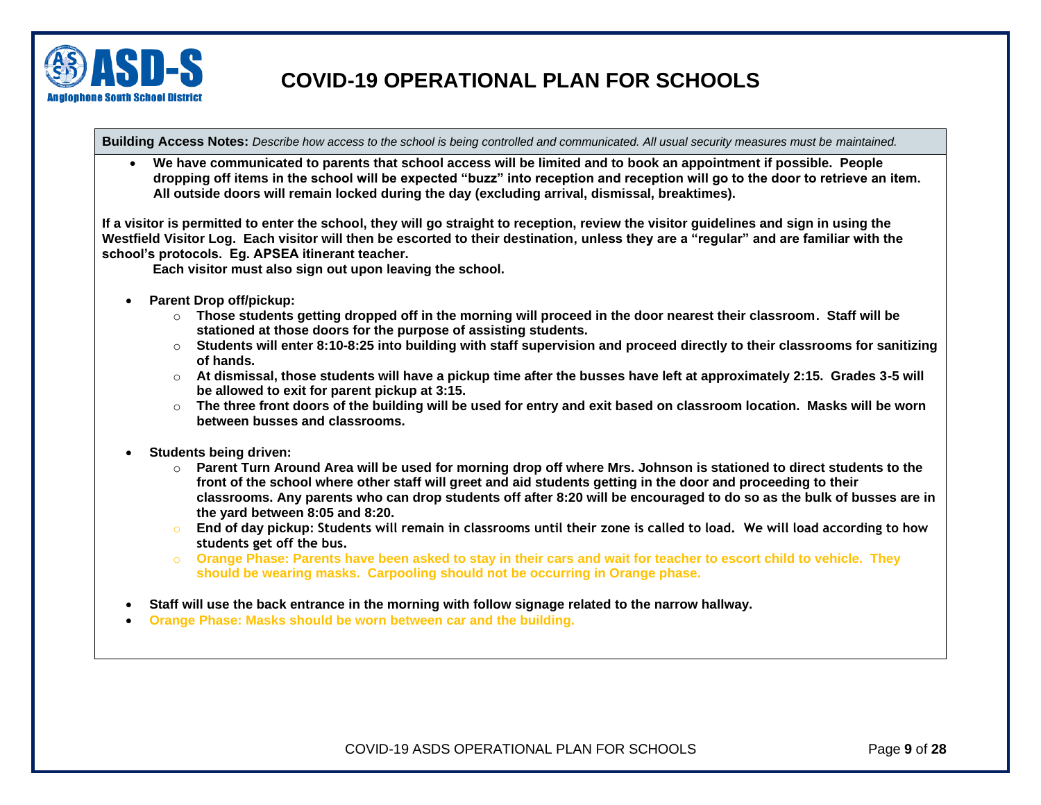# COVID-19 OPERATIONAL PLAN FOR SCHOOLS

**Building Access Notes:** *Describe how access to the school is being controlled and communicated. All usual security measures must be maintained.*

- **We have communicated to parents that school access will be limited and to book an appointment if possible. People dropping off items in the school will be expected "buzz" into reception and reception will go to the door to retrieve an item. All outside doors will remain locked during the day (excluding arrival, dismissal, breaktimes).**

**If a visitor is permitted to enter the school, they will go straight to reception, review the visitor guidelines and sign in using the Westfield Visitor Log. Each visitor will then be escorted to their destination, unless they are a "regular" and are familiar with the school's protocols. Eg. APSEA itinerant teacher.**

**Each visitor must also sign out upon leaving the school.**

- **Parent Drop off/pickup:**
    - **Those students getting dropped off in the morning will proceed in the door nearest their classroom. Staff will be stationed at those doors for the purpose of assisting students.**
    - **Students will enter 8:10-8:25 into building with staff supervision and proceed directly to their classrooms for sanitizing of hands.**
    - **At dismissal, those students will have a pickup time after the busses have left at approximately 2:15. Grades 3-5 will be allowed to exit for parent pickup at 3:15.**
    - **The three front doors of the building will be used for entry and exit based on classroom location. Masks will be worn between busses and classrooms.**

- **Students being driven:**
    - **Parent Turn Around Area will be used for morning drop off where Mrs. Johnson is stationed to direct students to the front of the school where other staff will greet and aid students getting in the door and proceeding to their classrooms. Any parents who can drop students off after 8:20 will be encouraged to do so as the bulk of busses are in the yard between 8:05 and 8:20.**
    - **End of day pickup: Students will remain in classrooms until their zone is called to load. We will load according to how students get off the bus.**
    - **Orange Phase: Parents have been asked to stay in their cars and wait for teacher to escort child to vehicle. They should be wearing masks. Carpooling should not be occurring in Orange phase.**

- **Staff will use the back entrance in the morning with follow signage related to the narrow hallway.**
- **Orange Phase: Masks should be worn between car and the building.**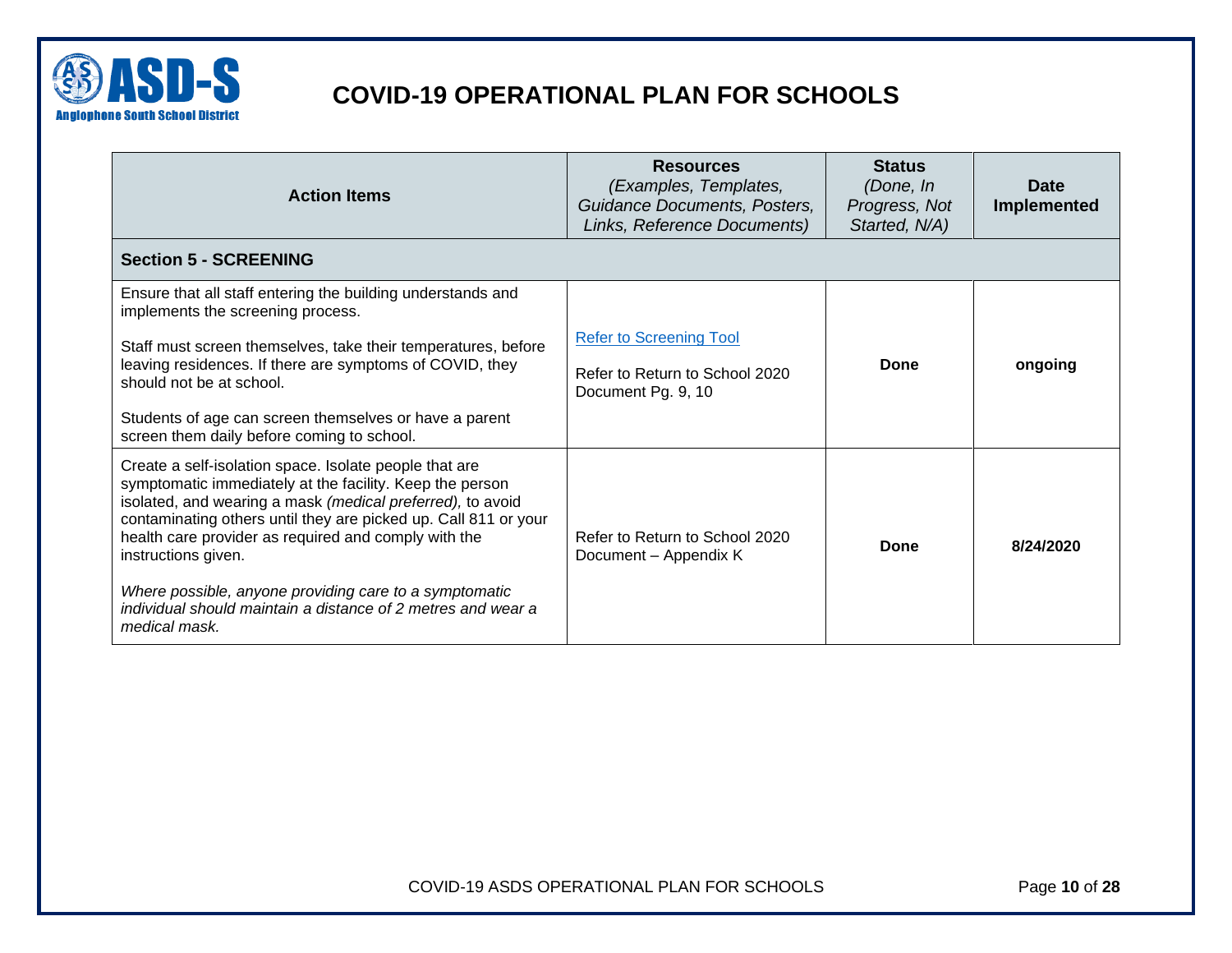# COVID-19 OPERATIONAL PLAN FOR SCHOOLS

| Action Items | Resources *(Examples, Templates, Guidance Documents, Posters, Links, Reference Documents)* | Status *(Done, In Progress, Not Started, N/A)* | Date Implemented |
|---|---|---|---|
| **Section 5 - SCREENING** | | | |
| Ensure that all staff entering the building understands and implements the screening process.<br><br>Staff must screen themselves, take their temperatures, before leaving residences. If there are symptoms of COVID, they should not be at school.<br><br>Students of age can screen themselves or have a parent screen them daily before coming to school. | Refer to Screening Tool<br><br>Refer to Return to School 2020 Document Pg. 9, 10 | **Done** | **ongoing** |
| Create a self-isolation space. Isolate people that are symptomatic immediately at the facility. Keep the person isolated, and wearing a mask *(medical preferred),* to avoid contaminating others until they are picked up. Call 811 or your health care provider as required and comply with the instructions given.<br><br>*Where possible, anyone providing care to a symptomatic individual should maintain a distance of 2 metres and wear a medical mask.* | Refer to Return to School 2020 Document – Appendix K | **Done** | **8/24/2020** |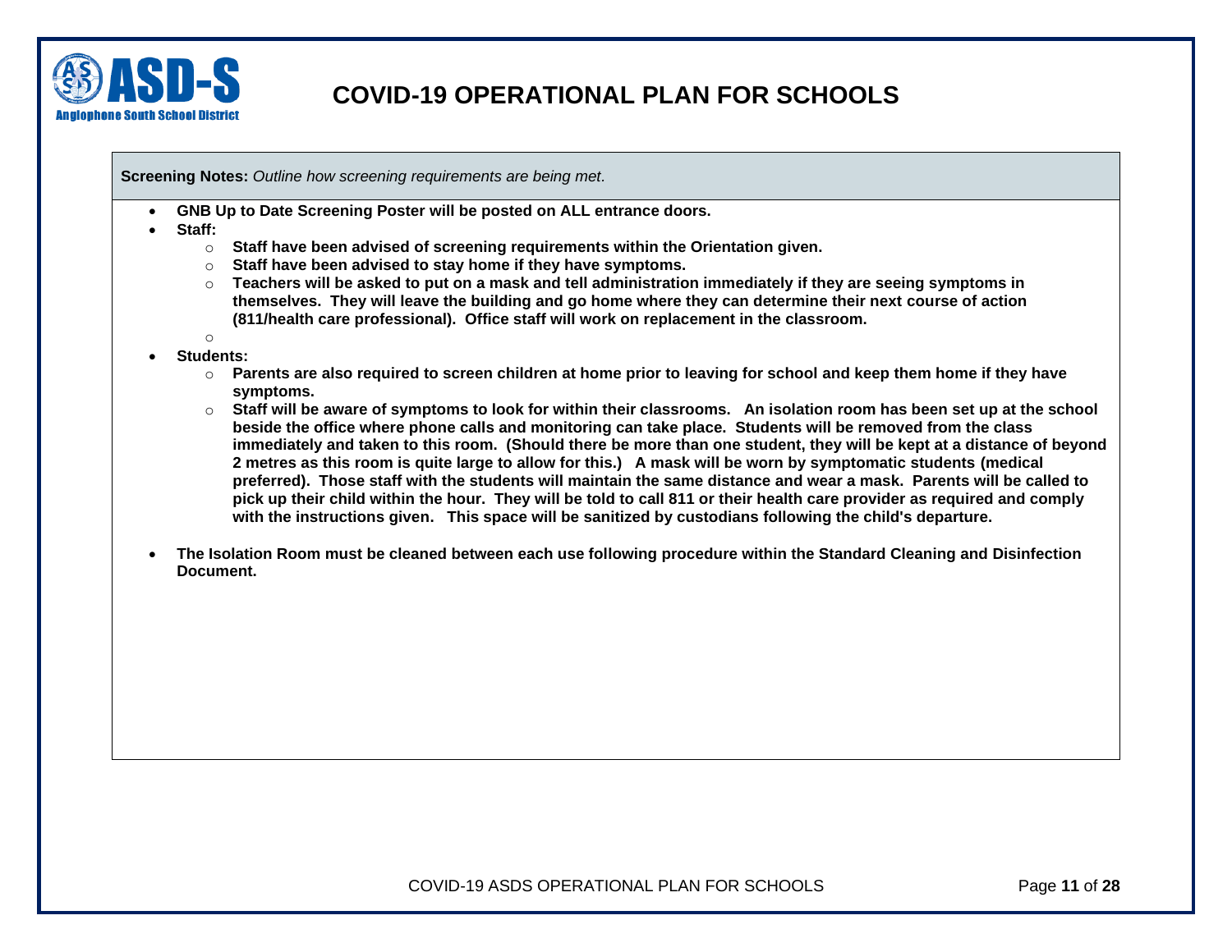# COVID-19 OPERATIONAL PLAN FOR SCHOOLS

**Screening Notes:** *Outline how screening requirements are being met.*

- **GNB Up to Date Screening Poster will be posted on ALL entrance doors.**
- **Staff:**
  - **Staff have been advised of screening requirements within the Orientation given.**
  - **Staff have been advised to stay home if they have symptoms.**
  - **Teachers will be asked to put on a mask and tell administration immediately if they are seeing symptoms in themselves. They will leave the building and go home where they can determine their next course of action (811/health care professional). Office staff will work on replacement in the classroom.**
- **Students:**
  - **Parents are also required to screen children at home prior to leaving for school and keep them home if they have symptoms.**
  - **Staff will be aware of symptoms to look for within their classrooms. An isolation room has been set up at the school beside the office where phone calls and monitoring can take place. Students will be removed from the class immediately and taken to this room. (Should there be more than one student, they will be kept at a distance of beyond 2 metres as this room is quite large to allow for this.) A mask will be worn by symptomatic students (medical preferred). Those staff with the students will maintain the same distance and wear a mask. Parents will be called to pick up their child within the hour. They will be told to call 811 or their health care provider as required and comply with the instructions given. This space will be sanitized by custodians following the child's departure.**
- **The Isolation Room must be cleaned between each use following procedure within the Standard Cleaning and Disinfection Document.**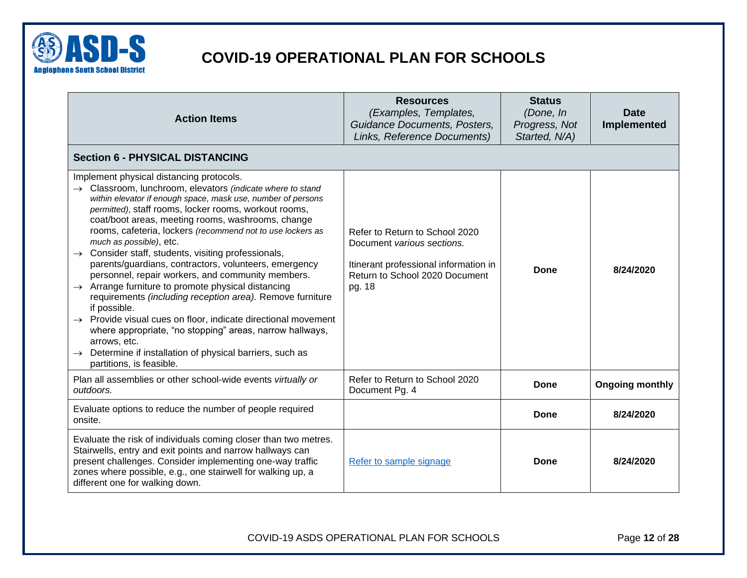# COVID-19 OPERATIONAL PLAN FOR SCHOOLS

| Action Items | Resources *(Examples, Templates, Guidance Documents, Posters, Links, Reference Documents)* | Status *(Done, In Progress, Not Started, N/A)* | Date Implemented |
|---|---|---|---|
| **Section 6 - PHYSICAL DISTANCING** | | | |
| Implement physical distancing protocols.<br>→ Classroom, lunchroom, elevators *(indicate where to stand within elevator if enough space, mask use, number of persons permitted)*, staff rooms, locker rooms, workout rooms, coat/boot areas, meeting rooms, washrooms, change rooms, cafeteria, lockers *(recommend not to use lockers as much as possible)*, etc.<br>→ Consider staff, students, visiting professionals, parents/guardians, contractors, volunteers, emergency personnel, repair workers, and community members.<br>→ Arrange furniture to promote physical distancing requirements *(including reception area).* Remove furniture if possible.<br>→ Provide visual cues on floor, indicate directional movement where appropriate, "no stopping" areas, narrow hallways, arrows, etc.<br>→ Determine if installation of physical barriers, such as partitions, is feasible. | Refer to Return to School 2020 Document *various sections.*<br><br>Itinerant professional information in Return to School 2020 Document pg. 18 | **Done** | **8/24/2020** |
| Plan all assemblies or other school-wide events *virtually or outdoors.* | Refer to Return to School 2020 Document Pg. 4 | **Done** | **Ongoing monthly** |
| Evaluate options to reduce the number of people required onsite. | | **Done** | **8/24/2020** |
| Evaluate the risk of individuals coming closer than two metres. Stairwells, entry and exit points and narrow hallways can present challenges. Consider implementing one-way traffic zones where possible, e.g., one stairwell for walking up, a different one for walking down. | Refer to sample signage | **Done** | **8/24/2020** |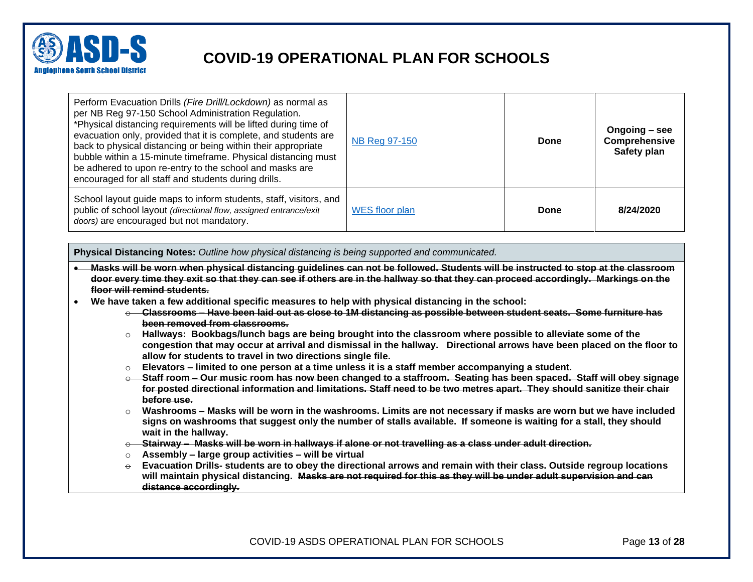| | | | |
|---|---|---|---|
| Perform Evacuation Drills *(Fire Drill/Lockdown)* as normal as per NB Reg 97-150 School Administration Regulation. *Physical distancing requirements will be lifted during time of evacuation only, provided that it is complete, and students are back to physical distancing or being within their appropriate bubble within a 15-minute timeframe. Physical distancing must be adhered to upon re-entry to the school and masks are encouraged for all staff and students during drills. | NB Reg 97-150 | **Done** | **Ongoing – see Comprehensive Safety plan** |
| School layout guide maps to inform students, staff, visitors, and public of school layout *(directional flow, assigned entrance/exit doors)* are encouraged but not mandatory. | WES floor plan | **Done** | **8/24/2020** |

**Physical Distancing Notes:** *Outline how physical distancing is being supported and communicated.*

- ~~**Masks will be worn when physical distancing guidelines can not be followed. Students will be instructed to stop at the classroom door every time they exit so that they can see if others are in the hallway so that they can proceed accordingly. Markings on the floor will remind students.**~~
- **We have taken a few additional specific measures to help with physical distancing in the school:**
  - ~~**Classrooms – Have been laid out as close to 1M distancing as possible between student seats. Some furniture has been removed from classrooms.**~~
  - **Hallways: Bookbags/lunch bags are being brought into the classroom where possible to alleviate some of the congestion that may occur at arrival and dismissal in the hallway. Directional arrows have been placed on the floor to allow for students to travel in two directions single file.**
  - **Elevators – limited to one person at a time unless it is a staff member accompanying a student.**
  - ~~**Staff room – Our music room has now been changed to a staffroom. Seating has been spaced. Staff will obey signage for posted directional information and limitations. Staff need to be two metres apart. They should sanitize their chair before use.**~~
  - **Washrooms – Masks will be worn in the washrooms. Limits are not necessary if masks are worn but we have included signs on washrooms that suggest only the number of stalls available. If someone is waiting for a stall, they should wait in the hallway.**
  - ~~**Stairway – Masks will be worn in hallways if alone or not travelling as a class under adult direction.**~~
  - **Assembly – large group activities – will be virtual**
  - **Evacuation Drills- students are to obey the directional arrows and remain with their class. Outside regroup locations will maintain physical distancing.** ~~**Masks are not required for this as they will be under adult supervision and can distance accordingly.**~~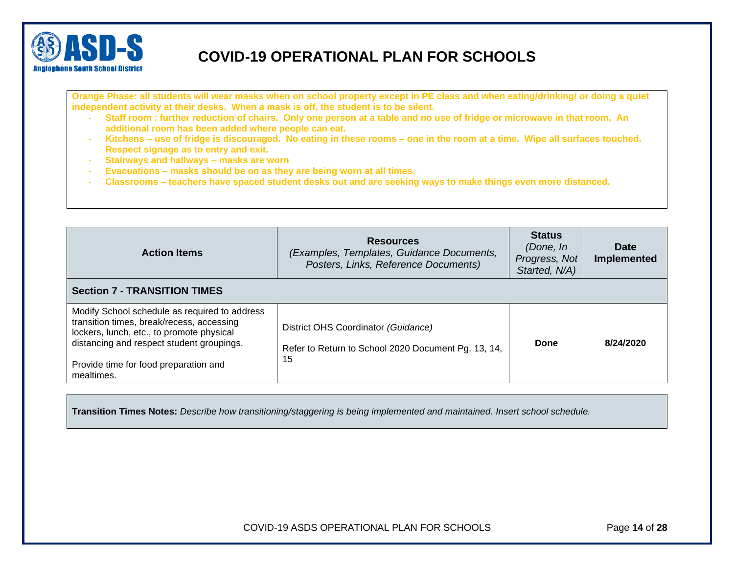# COVID-19 OPERATIONAL PLAN FOR SCHOOLS

**Orange Phase: all students will wear masks when on school property except in PE class and when eating/drinking/ or doing a quiet independent activity at their desks. When a mask is off, the student is to be silent.**

- **Staff room : further reduction of chairs. Only one person at a table and no use of fridge or microwave in that room. An additional room has been added where people can eat.**
- **Kitchens – use of fridge is discouraged. No eating in these rooms – one in the room at a time. Wipe all surfaces touched. Respect signage as to entry and exit.**
- **Stairways and hallways – masks are worn**
- **Evacuations – masks should be on as they are being worn at all times.**
- **Classrooms – teachers have spaced student desks out and are seeking ways to make things even more distanced.**

| Action Items | Resources *(Examples, Templates, Guidance Documents, Posters, Links, Reference Documents)* | Status *(Done, In Progress, Not Started, N/A)* | Date Implemented |
|---|---|---|---|
| **Section 7 - TRANSITION TIMES** | | | |
| Modify School schedule as required to address transition times, break/recess, accessing lockers, lunch, etc., to promote physical distancing and respect student groupings.<br><br>Provide time for food preparation and mealtimes. | District OHS Coordinator *(Guidance)*<br><br>Refer to Return to School 2020 Document Pg. 13, 14, 15 | **Done** | **8/24/2020** |

**Transition Times Notes:** *Describe how transitioning/staggering is being implemented and maintained. Insert school schedule.*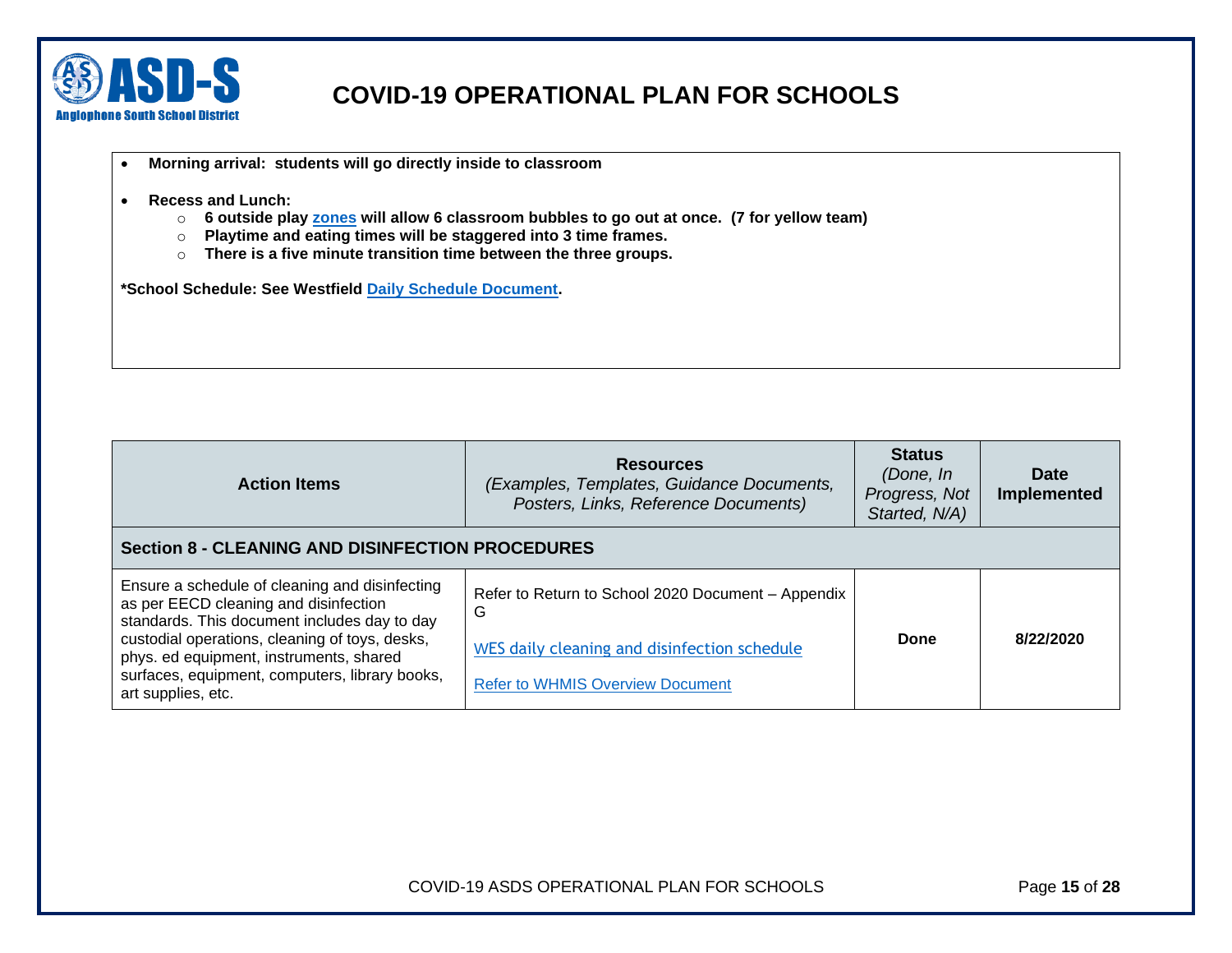- **Morning arrival: students will go directly inside to classroom**

- **Recess and Lunch:**
  - **6 outside play zones will allow 6 classroom bubbles to go out at once. (7 for yellow team)**
  - **Playtime and eating times will be staggered into 3 time frames.**
  - **There is a five minute transition time between the three groups.**

**\*School Schedule: See Westfield Daily Schedule Document.**

| Action Items | Resources *(Examples, Templates, Guidance Documents, Posters, Links, Reference Documents)* | Status *(Done, In Progress, Not Started, N/A)* | Date Implemented |
|---|---|---|---|
| **Section 8 - CLEANING AND DISINFECTION PROCEDURES** | | | |
| Ensure a schedule of cleaning and disinfecting as per EECD cleaning and disinfection standards. This document includes day to day custodial operations, cleaning of toys, desks, phys. ed equipment, instruments, shared surfaces, equipment, computers, library books, art supplies, etc. | Refer to Return to School 2020 Document – Appendix G<br><br>WES daily cleaning and disinfection schedule<br><br>Refer to WHMIS Overview Document | **Done** | **8/22/2020** |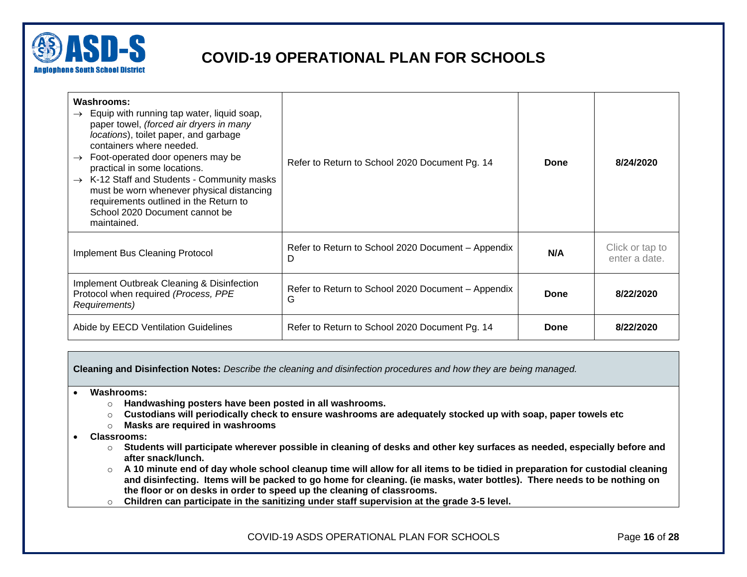| **Washroom**s: → Equip with running tap water, liquid soap, paper towel, *(forced air dryers in many locations*), toilet paper, and garbage containers where needed. → Foot-operated door openers may be practical in some locations. → K-12 Staff and Students - Community masks must be worn whenever physical distancing requirements outlined in the Return to School 2020 Document cannot be maintained. | Refer to Return to School 2020 Document Pg. 14 | **Done** | **8/24/2020** |
|---|---|---|---|
| Implement Bus Cleaning Protocol | Refer to Return to School 2020 Document – Appendix D | **N/A** | Click or tap to enter a date. |
| Implement Outbreak Cleaning & Disinfection Protocol when required *(Process, PPE Requirements)* | Refer to Return to School 2020 Document – Appendix G | **Done** | **8/22/2020** |
| Abide by EECD Ventilation Guidelines | Refer to Return to School 2020 Document Pg. 14 | **Done** | **8/22/2020** |

**Cleaning and Disinfection Notes:** *Describe the cleaning and disinfection procedures and how they are being managed.*

- **Washrooms:**
  - **Handwashing posters have been posted in all washrooms.**
  - **Custodians will periodically check to ensure washrooms are adequately stocked up with soap, paper towels etc**
  - **Masks are required in washrooms**
- **Classrooms:**
  - **Students will participate wherever possible in cleaning of desks and other key surfaces as needed, especially before and after snack/lunch.**
  - **A 10 minute end of day whole school cleanup time will allow for all items to be tidied in preparation for custodial cleaning and disinfecting. Items will be packed to go home for cleaning. (ie masks, water bottles). There needs to be nothing on the floor or on desks in order to speed up the cleaning of classrooms.**
  - **Children can participate in the sanitizing under staff supervision at the grade 3-5 level.**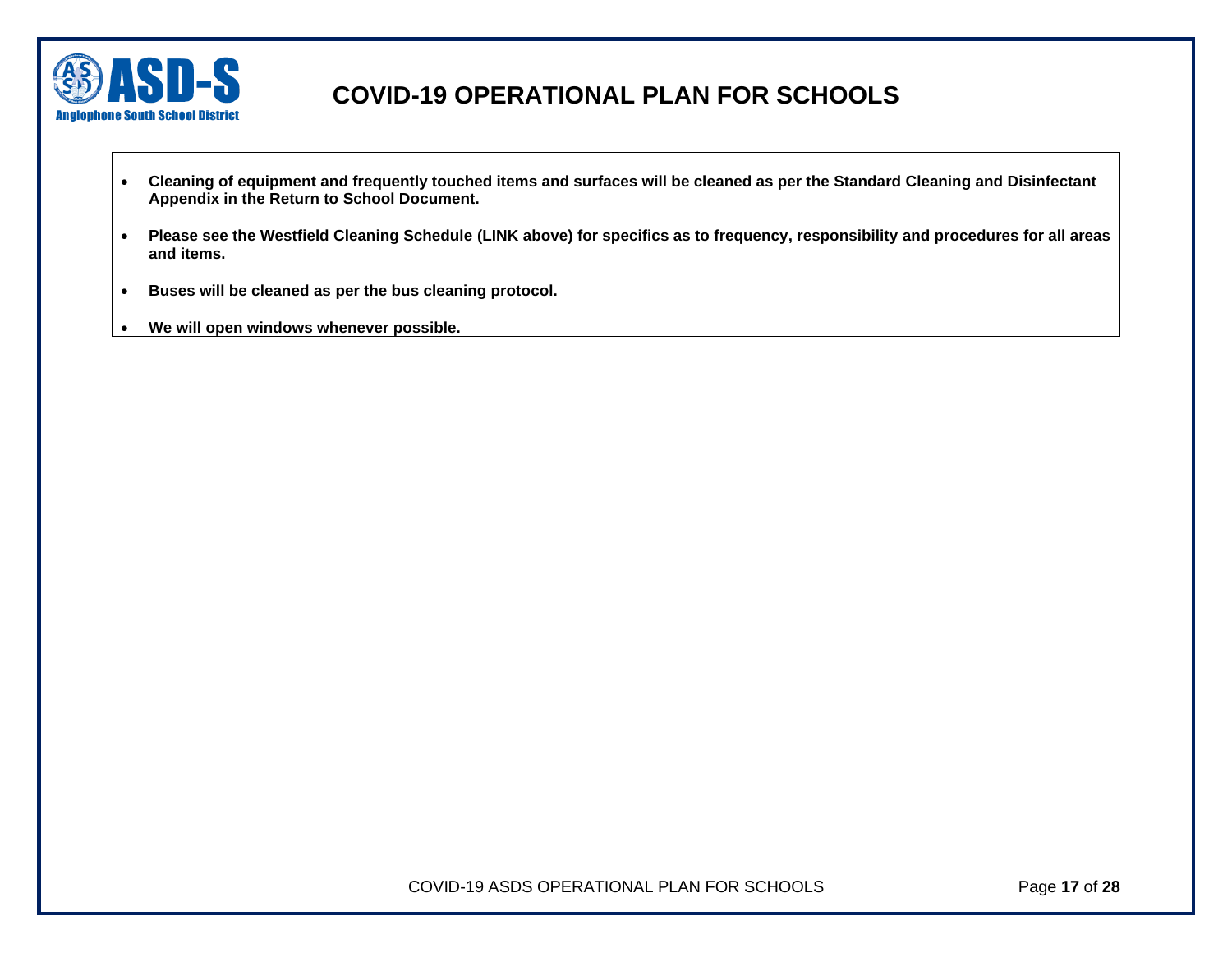- **Cleaning of equipment and frequently touched items and surfaces will be cleaned as per the Standard Cleaning and Disinfectant Appendix in the Return to School Document.**

- **Please see the Westfield Cleaning Schedule (LINK above) for specifics as to frequency, responsibility and procedures for all areas and items.**

- **Buses will be cleaned as per the bus cleaning protocol.**

- **We will open windows whenever possible.**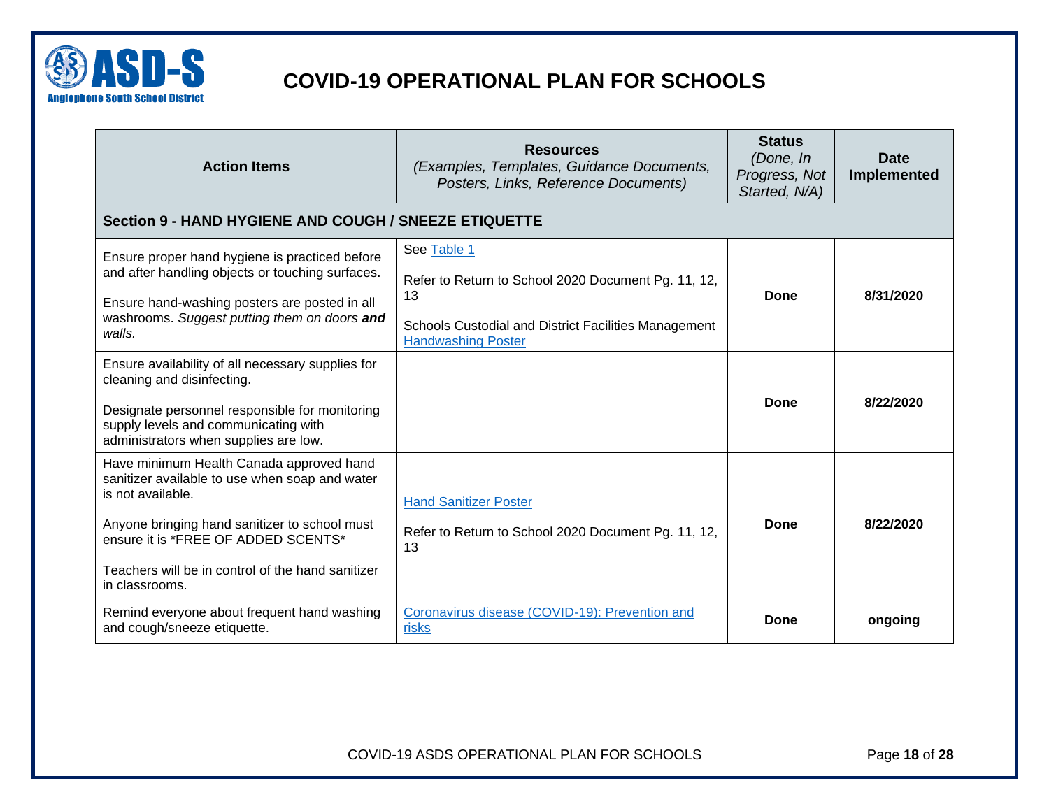# COVID-19 OPERATIONAL PLAN FOR SCHOOLS

| Action Items | Resources *(Examples, Templates, Guidance Documents, Posters, Links, Reference Documents)* | Status *(Done, In Progress, Not Started, N/A)* | Date Implemented |
|---|---|---|---|
| **Section 9 - HAND HYGIENE AND COUGH / SNEEZE ETIQUETTE** | | | |
| Ensure proper hand hygiene is practiced before and after handling objects or touching surfaces.<br><br>Ensure hand-washing posters are posted in all washrooms. *Suggest putting them on doors **and** walls.* | See Table 1<br><br>Refer to Return to School 2020 Document Pg. 11, 12, 13<br><br>Schools Custodial and District Facilities Management Handwashing Poster | **Done** | **8/31/2020** |
| Ensure availability of all necessary supplies for cleaning and disinfecting.<br><br>Designate personnel responsible for monitoring supply levels and communicating with administrators when supplies are low. | | **Done** | **8/22/2020** |
| Have minimum Health Canada approved hand sanitizer available to use when soap and water is not available.<br><br>Anyone bringing hand sanitizer to school must ensure it is *FREE OF ADDED SCENTS*<br><br>Teachers will be in control of the hand sanitizer in classrooms. | Hand Sanitizer Poster<br><br>Refer to Return to School 2020 Document Pg. 11, 12, 13 | **Done** | **8/22/2020** |
| Remind everyone about frequent hand washing and cough/sneeze etiquette. | Coronavirus disease (COVID-19): Prevention and risks | **Done** | **ongoing** |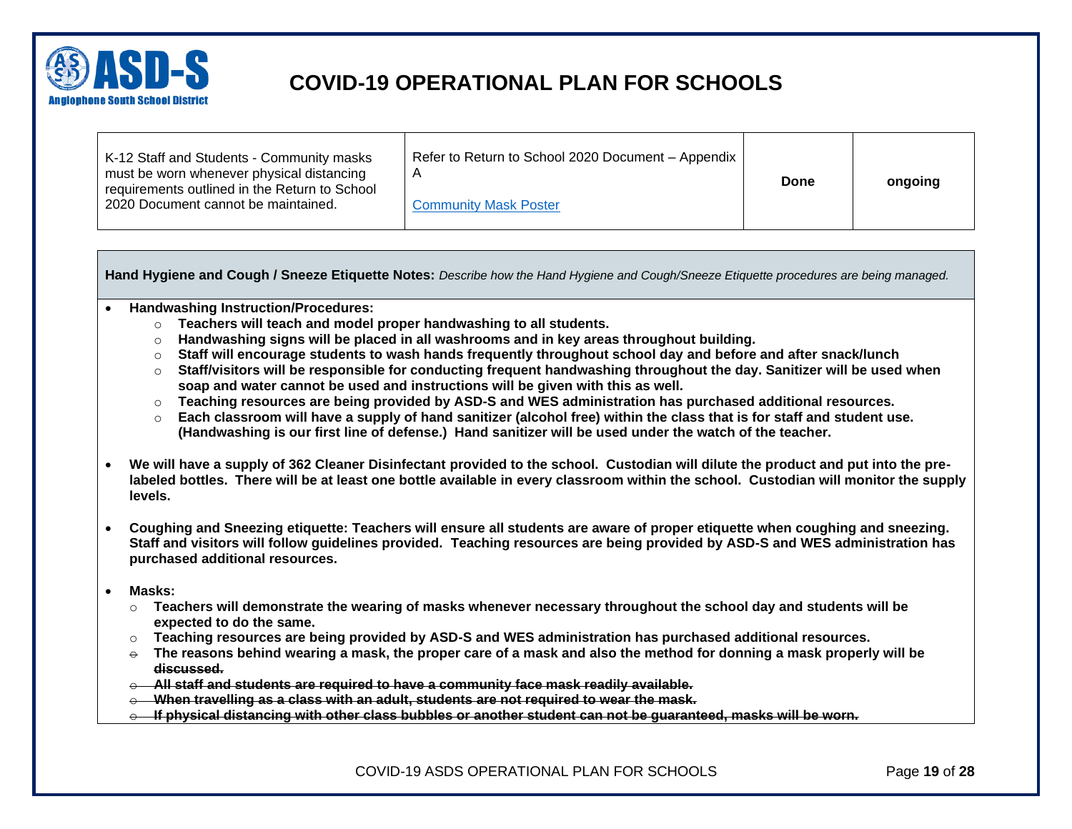| K-12 Staff and Students - Community masks must be worn whenever physical distancing requirements outlined in the Return to School 2020 Document cannot be maintained. | Refer to Return to School 2020 Document – Appendix A<br><br>Community Mask Poster | **Done** | **ongoing** |
|---|---|---|---|

**Hand Hygiene and Cough / Sneeze Etiquette Notes:** *Describe how the Hand Hygiene and Cough/Sneeze Etiquette procedures are being managed.*

- **Handwashing Instruction/Procedures:**
  - **Teachers will teach and model proper handwashing to all students.**
  - **Handwashing signs will be placed in all washrooms and in key areas throughout building.**
  - **Staff will encourage students to wash hands frequently throughout school day and before and after snack/lunch**
  - **Staff/visitors will be responsible for conducting frequent handwashing throughout the day. Sanitizer will be used when soap and water cannot be used and instructions will be given with this as well.**
  - **Teaching resources are being provided by ASD-S and WES administration has purchased additional resources.**
  - **Each classroom will have a supply of hand sanitizer (alcohol free) within the class that is for staff and student use. (Handwashing is our first line of defense.) Hand sanitizer will be used under the watch of the teacher.**

- **We will have a supply of 362 Cleaner Disinfectant provided to the school. Custodian will dilute the product and put into the pre-labeled bottles. There will be at least one bottle available in every classroom within the school. Custodian will monitor the supply levels.**

- **Coughing and Sneezing etiquette: Teachers will ensure all students are aware of proper etiquette when coughing and sneezing. Staff and visitors will follow guidelines provided. Teaching resources are being provided by ASD-S and WES administration has purchased additional resources.**

- **Masks:**
  - **Teachers will demonstrate the wearing of masks whenever necessary throughout the school day and students will be expected to do the same.**
  - **Teaching resources are being provided by ASD-S and WES administration has purchased additional resources.**
  - **The reasons behind wearing a mask, the proper care of a mask and also the method for donning a mask properly will be ~~discussed.~~**
  - ~~**All staff and students are required to have a community face mask readily available.**~~
  - ~~**When travelling as a class with an adult, students are not required to wear the mask.**~~
  - ~~**If physical distancing with other class bubbles or another student can not be guaranteed, masks will be worn.**~~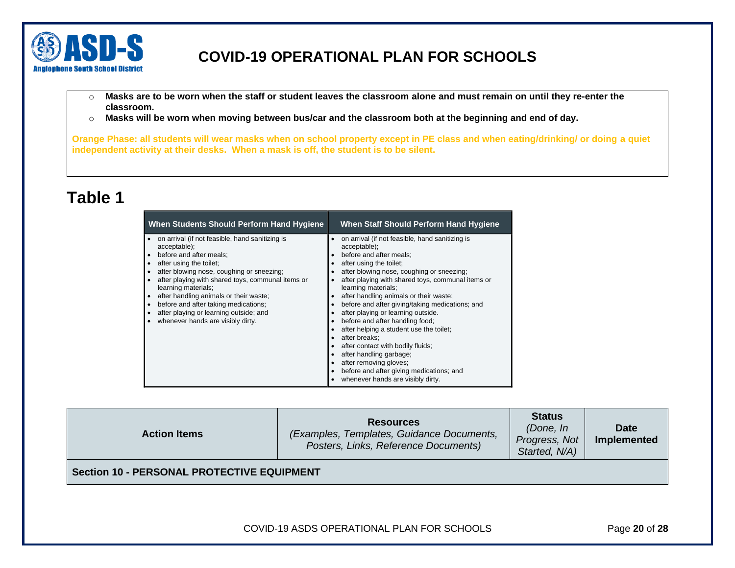- Masks are to be worn when the staff or student leaves the classroom alone and must remain on until they re-enter the classroom.
- Masks will be worn when moving between bus/car and the classroom both at the beginning and end of day.

**Orange Phase: all students will wear masks when on school property except in PE class and when eating/drinking/ or doing a quiet independent activity at their desks. When a mask is off, the student is to be silent.**

## Table 1

| When Students Should Perform Hand Hygiene | When Staff Should Perform Hand Hygiene |
|---|---|
| • on arrival (if not feasible, hand sanitizing is acceptable);<br>• before and after meals;<br>• after using the toilet;<br>• after blowing nose, coughing or sneezing;<br>• after playing with shared toys, communal items or learning materials;<br>• after handling animals or their waste;<br>• before and after taking medications;<br>• after playing or learning outside; and<br>• whenever hands are visibly dirty. | • on arrival (if not feasible, hand sanitizing is acceptable);<br>• before and after meals;<br>• after using the toilet;<br>• after blowing nose, coughing or sneezing;<br>• after playing with shared toys, communal items or learning materials;<br>• after handling animals or their waste;<br>• before and after giving/taking medications; and<br>• after playing or learning outside.<br>• before and after handling food;<br>• after helping a student use the toilet;<br>• after breaks;<br>• after contact with bodily fluids;<br>• after handling garbage;<br>• after removing gloves;<br>• before and after giving medications; and<br>• whenever hands are visibly dirty. |

| Action Items | Resources *(Examples, Templates, Guidance Documents, Posters, Links, Reference Documents)* | Status *(Done, In Progress, Not Started, N/A)* | Date Implemented |
|---|---|---|---|
| **Section 10 - PERSONAL PROTECTIVE EQUIPMENT** | | | |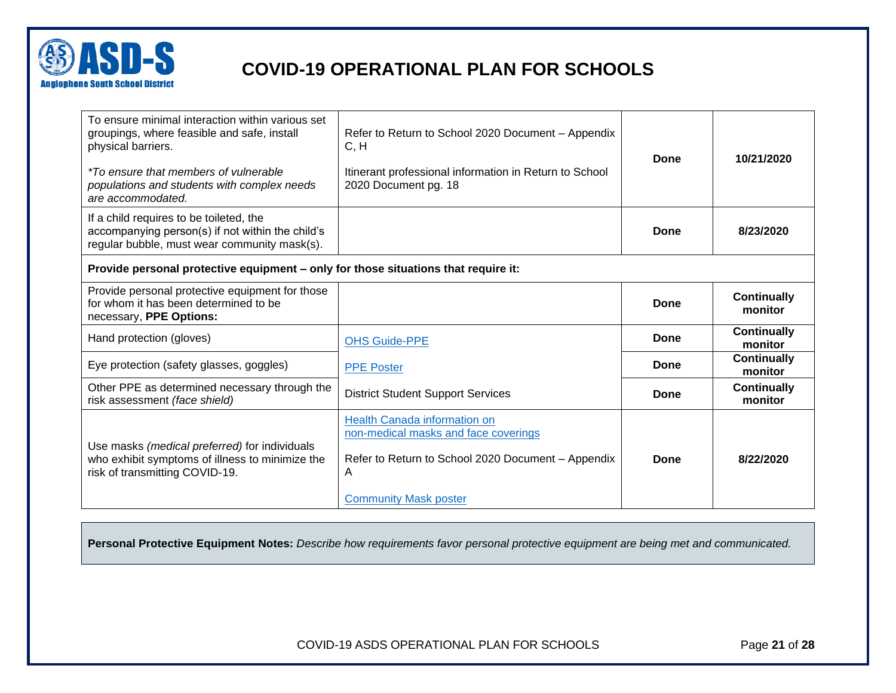# COVID-19 OPERATIONAL PLAN FOR SCHOOLS

| | | | |
|---|---|---|---|
| To ensure minimal interaction within various set groupings, where feasible and safe, install physical barriers.<br><br>*\*To ensure that members of vulnerable populations and students with complex needs are accommodated.* | Refer to Return to School 2020 Document – Appendix C, H<br><br>Itinerant professional information in Return to School 2020 Document pg. 18 | **Done** | **10/21/2020** |
| If a child requires to be toileted, the accompanying person(s) if not within the child's regular bubble, must wear community mask(s). | | **Done** | **8/23/2020** |
| **Provide personal protective equipment – only for those situations that require it:** | | | |
| Provide personal protective equipment for those for whom it has been determined to be necessary, **PPE Options:** | | **Done** | **Continually monitor** |
| Hand protection (gloves) | OHS Guide-PPE | **Done** | **Continually monitor** |
| Eye protection (safety glasses, goggles) | PPE Poster | **Done** | **Continually monitor** |
| Other PPE as determined necessary through the risk assessment *(face shield)* | District Student Support Services | **Done** | **Continually monitor** |
| Use masks *(medical preferred)* for individuals who exhibit symptoms of illness to minimize the risk of transmitting COVID-19. | Health Canada information on non-medical masks and face coverings<br><br>Refer to Return to School 2020 Document – Appendix A<br><br>Community Mask poster | **Done** | **8/22/2020** |

**Personal Protective Equipment Notes:** *Describe how requirements favor personal protective equipment are being met and communicated.*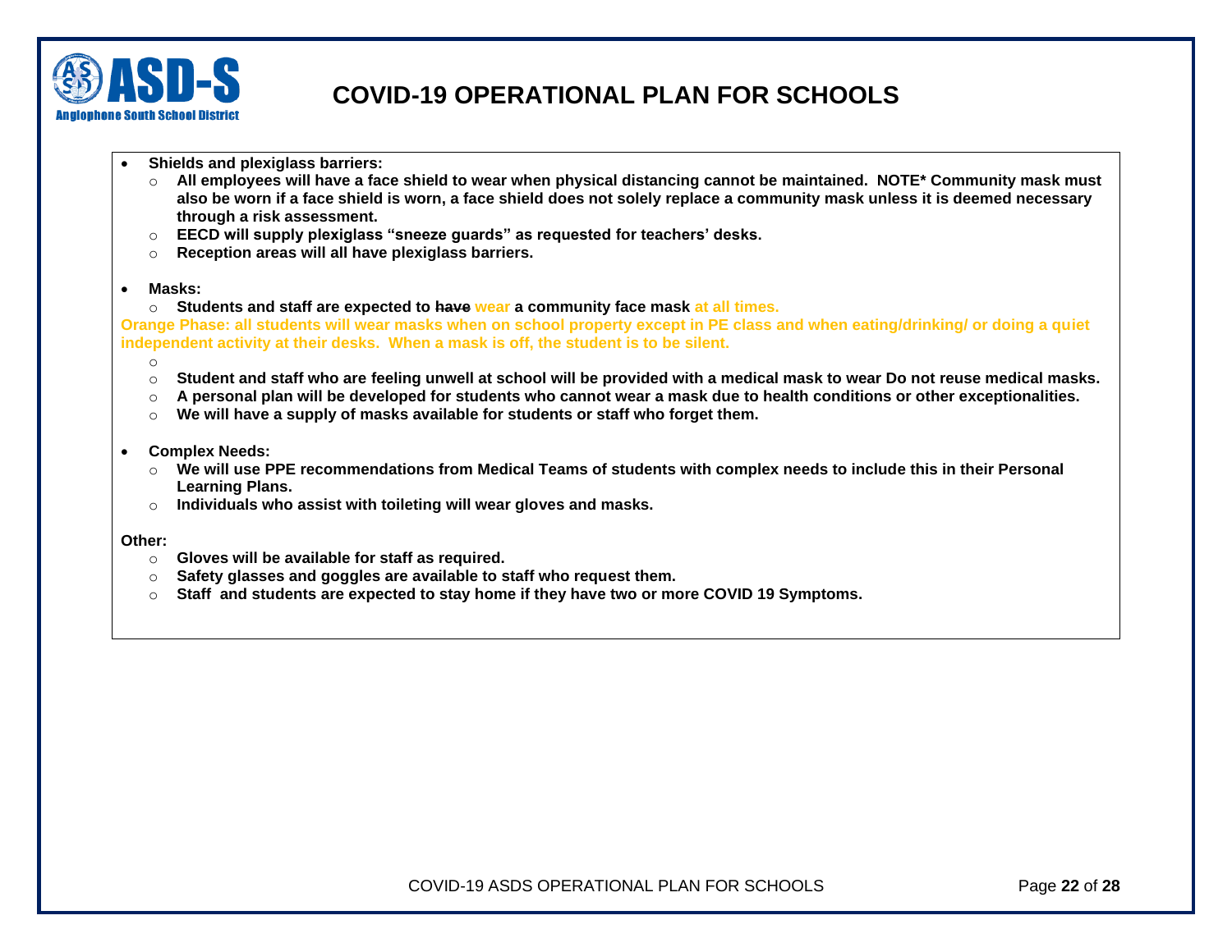# COVID-19 OPERATIONAL PLAN FOR SCHOOLS

- **Shields and plexiglass barriers:**
  - **All employees will have a face shield to wear when physical distancing cannot be maintained. NOTE* Community mask must also be worn if a face shield is worn, a face shield does not solely replace a community mask unless it is deemed necessary through a risk assessment.**
  - **EECD will supply plexiglass "sneeze guards" as requested for teachers' desks.**
  - **Reception areas will all have plexiglass barriers.**

- **Masks:**
  - **Students and staff are expected to ~~have~~ wear a community face mask at all times.**

**Orange Phase: all students will wear masks when on school property except in PE class and when eating/drinking/ or doing a quiet independent activity at their desks. When a mask is off, the student is to be silent.**

  - **Student and staff who are feeling unwell at school will be provided with a medical mask to wear Do not reuse medical masks.**
  - **A personal plan will be developed for students who cannot wear a mask due to health conditions or other exceptionalities.**
  - **We will have a supply of masks available for students or staff who forget them.**

- **Complex Needs:**
  - **We will use PPE recommendations from Medical Teams of students with complex needs to include this in their Personal Learning Plans.**
  - **Individuals who assist with toileting will wear gloves and masks.**

**Other:**

  - **Gloves will be available for staff as required.**
  - **Safety glasses and goggles are available to staff who request them.**
  - **Staff and students are expected to stay home if they have two or more COVID 19 Symptoms.**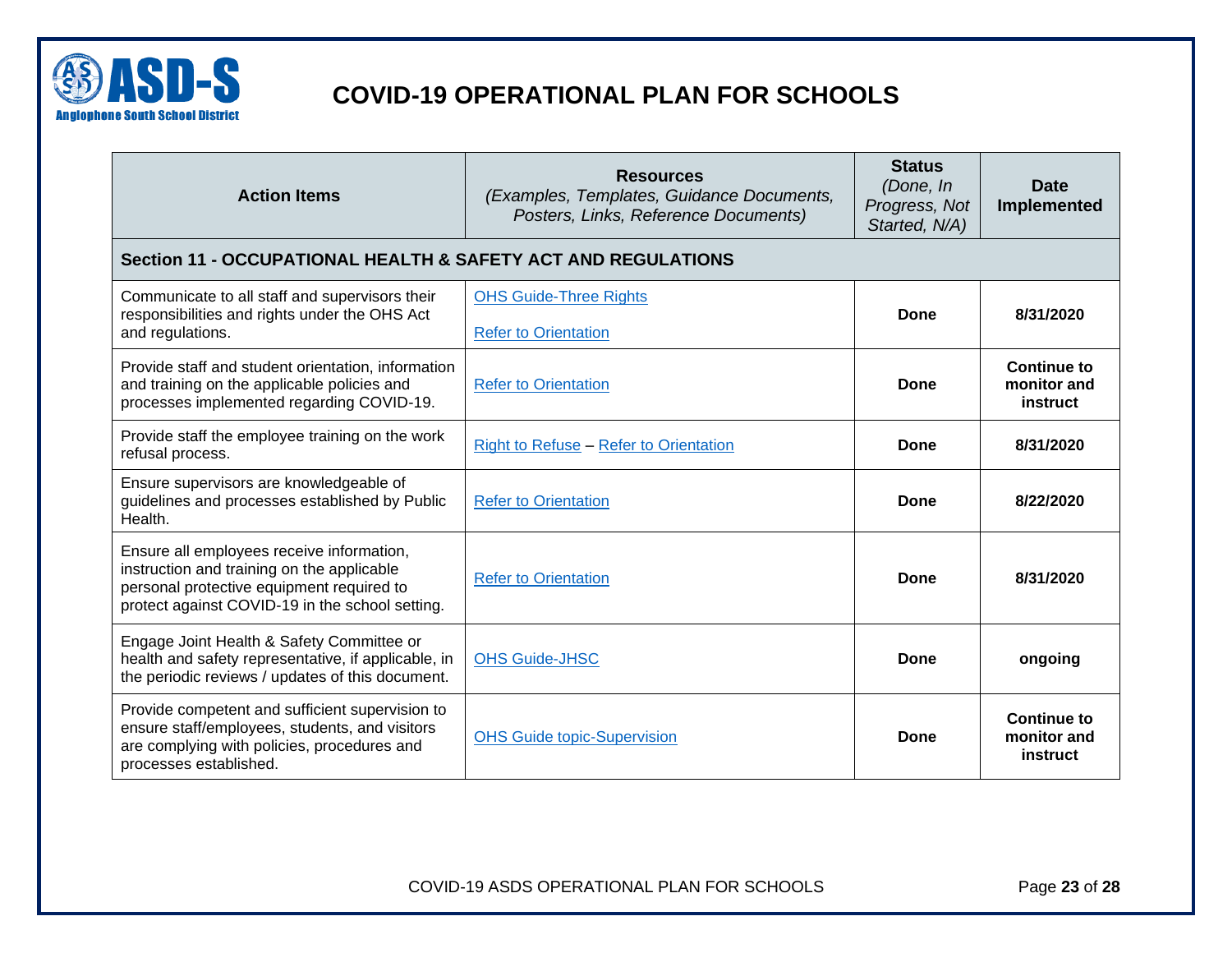# COVID-19 OPERATIONAL PLAN FOR SCHOOLS

| Action Items | Resources *(Examples, Templates, Guidance Documents, Posters, Links, Reference Documents)* | Status *(Done, In Progress, Not Started, N/A)* | Date Implemented |
|---|---|---|---|
| **Section 11 - OCCUPATIONAL HEALTH & SAFETY ACT AND REGULATIONS** | | | |
| Communicate to all staff and supervisors their responsibilities and rights under the OHS Act and regulations. | OHS Guide-Three Rights<br><br>Refer to Orientation | **Done** | **8/31/2020** |
| Provide staff and student orientation, information and training on the applicable policies and processes implemented regarding COVID-19. | Refer to Orientation | **Done** | **Continue to monitor and instruct** |
| Provide staff the employee training on the work refusal process. | Right to Refuse – Refer to Orientation | **Done** | **8/31/2020** |
| Ensure supervisors are knowledgeable of guidelines and processes established by Public Health. | Refer to Orientation | **Done** | **8/22/2020** |
| Ensure all employees receive information, instruction and training on the applicable personal protective equipment required to protect against COVID-19 in the school setting. | Refer to Orientation | **Done** | **8/31/2020** |
| Engage Joint Health & Safety Committee or health and safety representative, if applicable, in the periodic reviews / updates of this document. | OHS Guide-JHSC | **Done** | **ongoing** |
| Provide competent and sufficient supervision to ensure staff/employees, students, and visitors are complying with policies, procedures and processes established. | OHS Guide topic-Supervision | **Done** | **Continue to monitor and instruct** |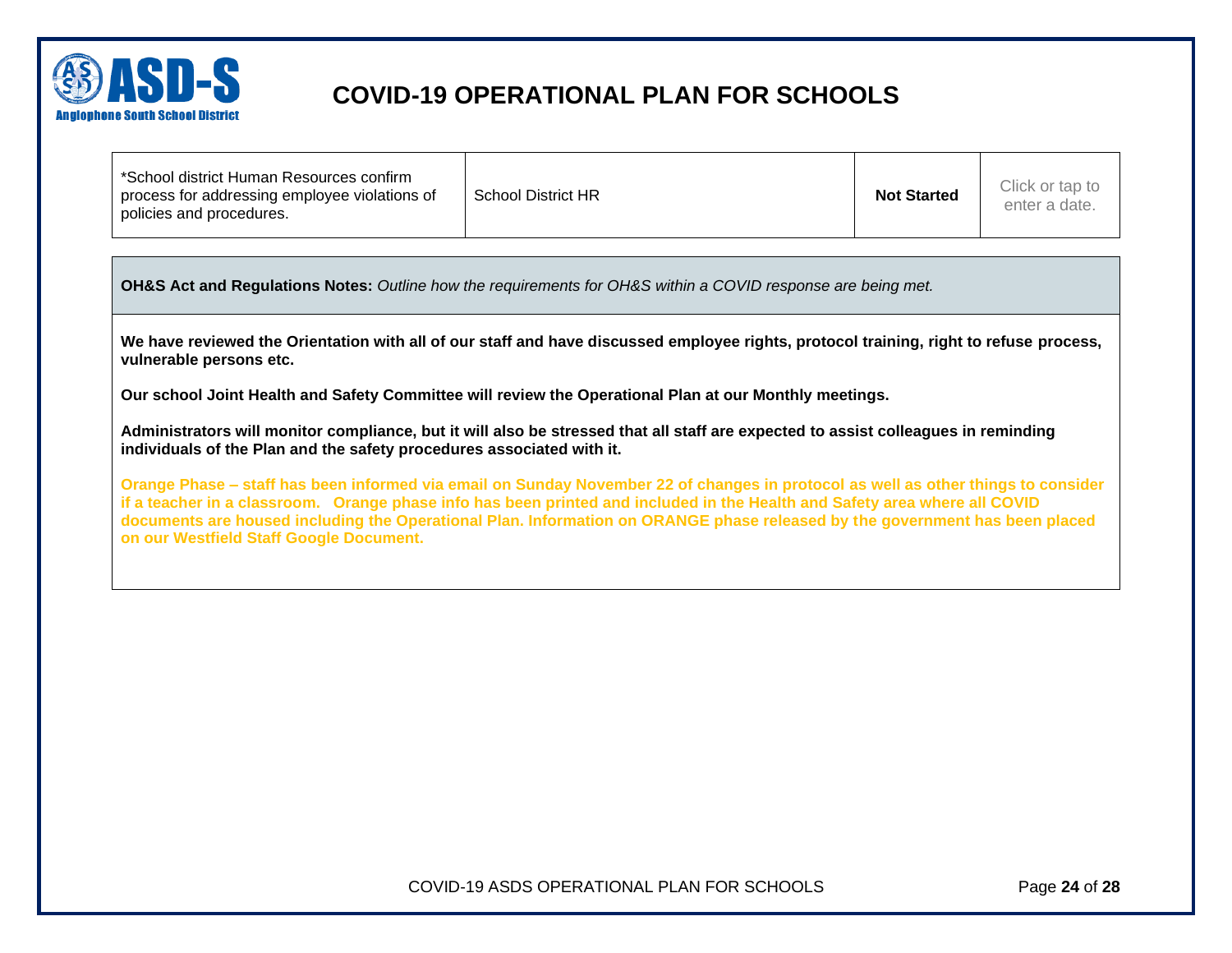# COVID-19 OPERATIONAL PLAN FOR SCHOOLS

| | | | |
|---|---|---|---|
| *School district Human Resources confirm process for addressing employee violations of policies and procedures. | School District HR | **Not Started** | Click or tap to enter a date. |

**OH&S Act and Regulations Notes:** *Outline how the requirements for OH&S within a COVID response are being met.*

**We have reviewed the Orientation with all of our staff and have discussed employee rights, protocol training, right to refuse process, vulnerable persons etc.**

**Our school Joint Health and Safety Committee will review the Operational Plan at our Monthly meetings.**

**Administrators will monitor compliance, but it will also be stressed that all staff are expected to assist colleagues in reminding individuals of the Plan and the safety procedures associated with it.**

**Orange Phase – staff has been informed via email on Sunday November 22 of changes in protocol as well as other things to consider if a teacher in a classroom. Orange phase info has been printed and included in the Health and Safety area where all COVID documents are housed including the Operational Plan. Information on ORANGE phase released by the government has been placed on our Westfield Staff Google Document.**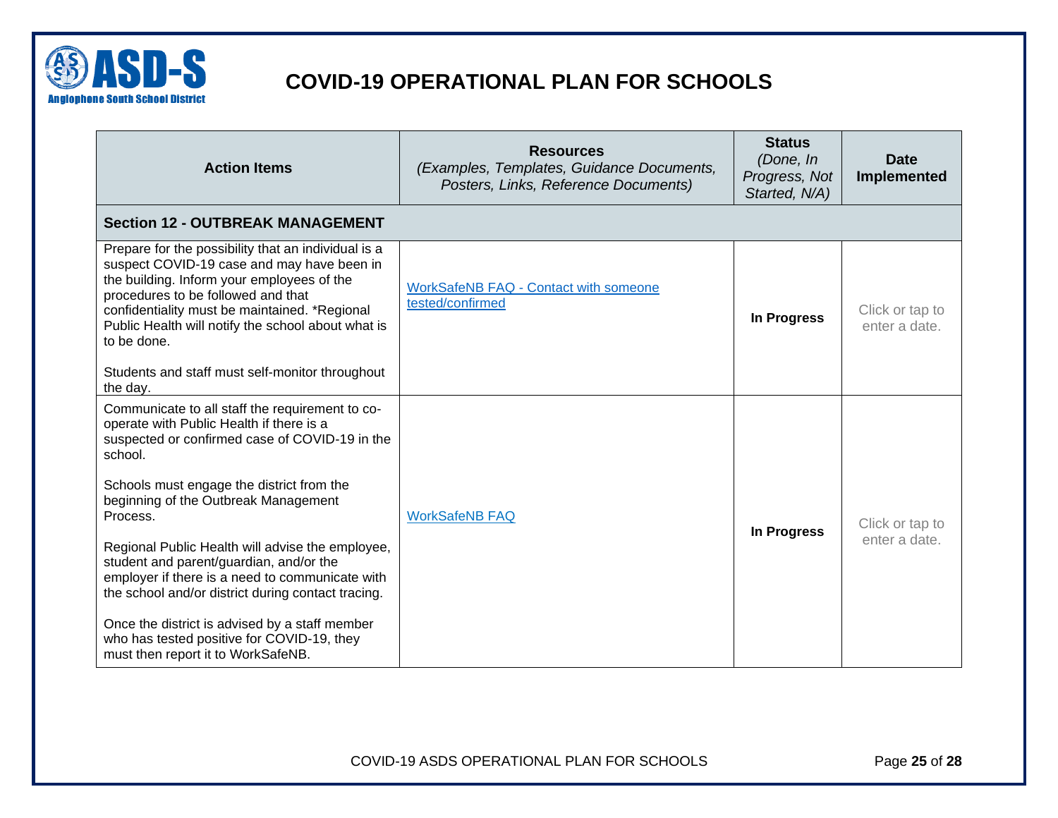# COVID-19 OPERATIONAL PLAN FOR SCHOOLS

| Action Items | Resources *(Examples, Templates, Guidance Documents, Posters, Links, Reference Documents)* | Status *(Done, In Progress, Not Started, N/A)* | Date Implemented |
|---|---|---|---|
| **Section 12 - OUTBREAK MANAGEMENT** | | | |
| Prepare for the possibility that an individual is a suspect COVID-19 case and may have been in the building. Inform your employees of the procedures to be followed and that confidentiality must be maintained. *Regional Public Health will notify the school about what is to be done.<br><br>Students and staff must self-monitor throughout the day. | WorkSafeNB FAQ - Contact with someone tested/confirmed | **In Progress** | Click or tap to enter a date. |
| Communicate to all staff the requirement to co-operate with Public Health if there is a suspected or confirmed case of COVID-19 in the school.<br><br>Schools must engage the district from the beginning of the Outbreak Management Process.<br><br>Regional Public Health will advise the employee, student and parent/guardian, and/or the employer if there is a need to communicate with the school and/or district during contact tracing.<br><br>Once the district is advised by a staff member who has tested positive for COVID-19, they must then report it to WorkSafeNB. | WorkSafeNB FAQ | **In Progress** | Click or tap to enter a date. |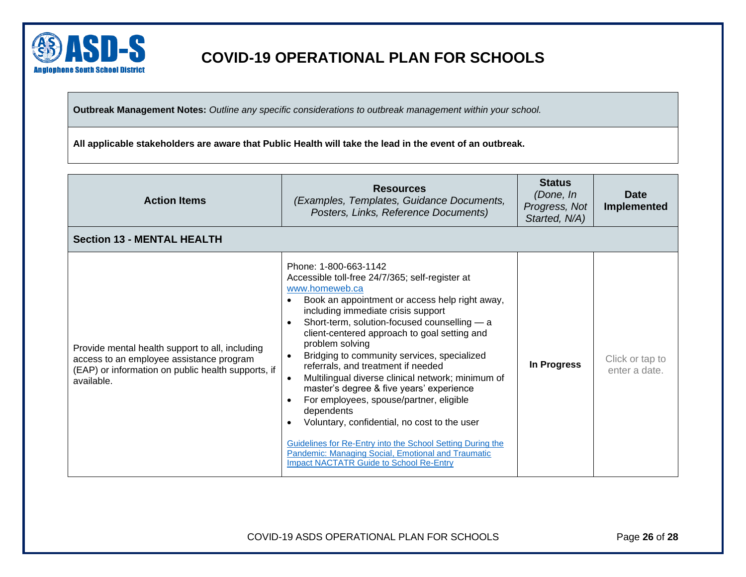# COVID-19 OPERATIONAL PLAN FOR SCHOOLS

**Outbreak Management Notes:** *Outline any specific considerations to outbreak management within your school.*

**All applicable stakeholders are aware that Public Health will take the lead in the event of an outbreak.**

| Action Items | Resources *(Examples, Templates, Guidance Documents, Posters, Links, Reference Documents)* | Status *(Done, In Progress, Not Started, N/A)* | Date Implemented |
|---|---|---|---|
| **Section 13 - MENTAL HEALTH** | | | |
| Provide mental health support to all, including access to an employee assistance program (EAP) or information on public health supports, if available. | Phone: 1-800-663-1142<br>Accessible toll-free 24/7/365; self-register at www.homeweb.ca<br>• Book an appointment or access help right away, including immediate crisis support<br>• Short-term, solution-focused counselling — a client-centered approach to goal setting and problem solving<br>• Bridging to community services, specialized referrals, and treatment if needed<br>• Multilingual diverse clinical network; minimum of master's degree & five years' experience<br>• For employees, spouse/partner, eligible dependents<br>• Voluntary, confidential, no cost to the user<br><br>Guidelines for Re-Entry into the School Setting During the Pandemic: Managing Social, Emotional and Traumatic Impact NACTATR Guide to School Re-Entry | **In Progress** | Click or tap to enter a date. |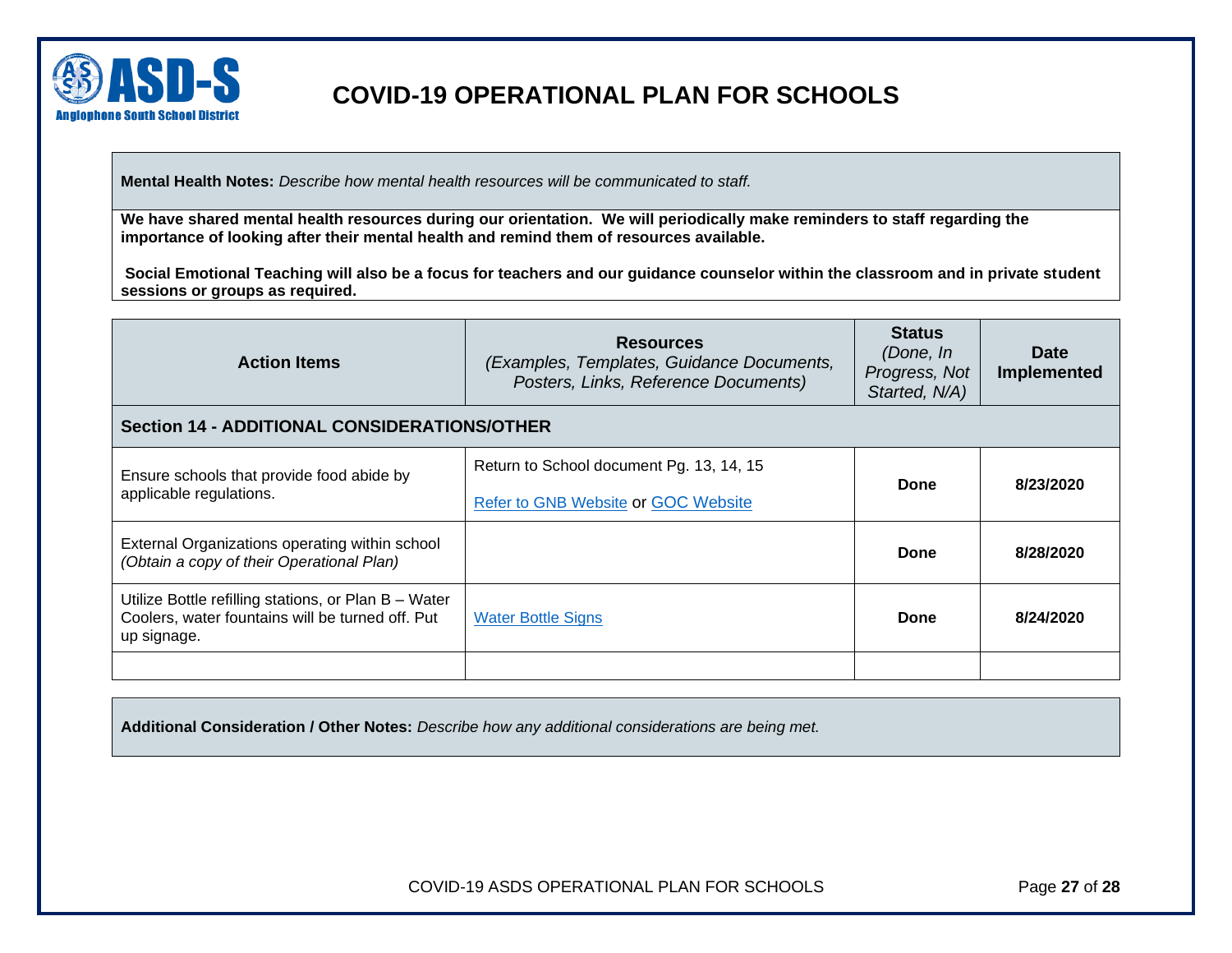# COVID-19 OPERATIONAL PLAN FOR SCHOOLS

**Mental Health Notes:** *Describe how mental health resources will be communicated to staff.*

**We have shared mental health resources during our orientation. We will periodically make reminders to staff regarding the importance of looking after their mental health and remind them of resources available.**

**Social Emotional Teaching will also be a focus for teachers and our guidance counselor within the classroom and in private student sessions or groups as required.**

| Action Items | Resources *(Examples, Templates, Guidance Documents, Posters, Links, Reference Documents)* | Status *(Done, In Progress, Not Started, N/A)* | Date Implemented |
|---|---|---|---|
| **Section 14 - ADDITIONAL CONSIDERATIONS/OTHER** | | | |
| Ensure schools that provide food abide by applicable regulations. | Return to School document Pg. 13, 14, 15<br>Refer to GNB Website or GOC Website | **Done** | **8/23/2020** |
| External Organizations operating within school *(Obtain a copy of their Operational Plan)* | | **Done** | **8/28/2020** |
| Utilize Bottle refilling stations, or Plan B – Water Coolers, water fountains will be turned off. Put up signage. | Water Bottle Signs | **Done** | **8/24/2020** |
| | | | |

**Additional Consideration / Other Notes:** *Describe how any additional considerations are being met.*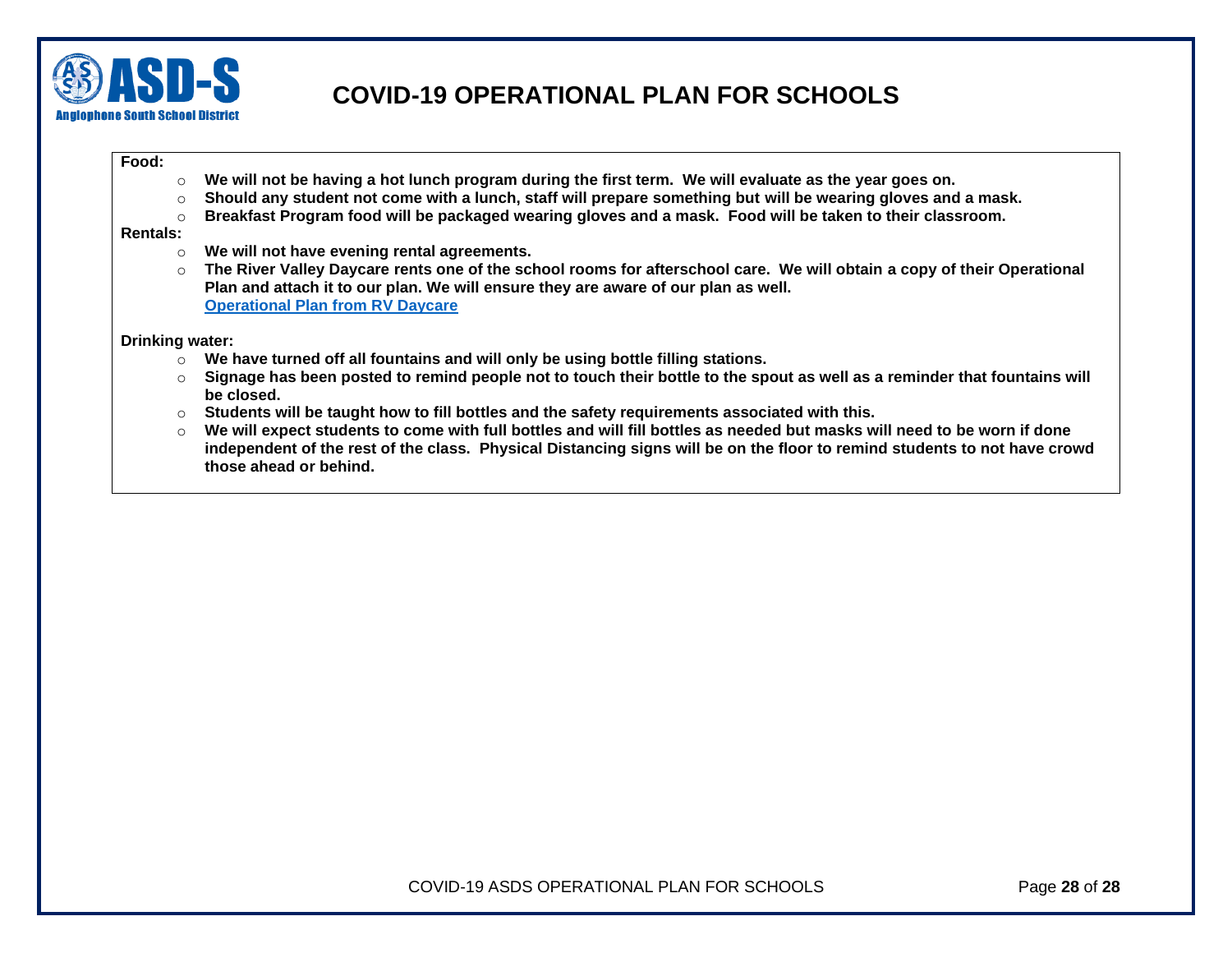**Food:**

- **We will not be having a hot lunch program during the first term. We will evaluate as the year goes on.**
- **Should any student not come with a lunch, staff will prepare something but will be wearing gloves and a mask.**
- **Breakfast Program food will be packaged wearing gloves and a mask. Food will be taken to their classroom.**

**Rentals:**

- **We will not have evening rental agreements.**
- **The River Valley Daycare rents one of the school rooms for afterschool care. We will obtain a copy of their Operational Plan and attach it to our plan. We will ensure they are aware of our plan as well.**
  **Operational Plan from RV Daycare**

**Drinking water:**

- **We have turned off all fountains and will only be using bottle filling stations.**
- **Signage has been posted to remind people not to touch their bottle to the spout as well as a reminder that fountains will be closed.**
- **Students will be taught how to fill bottles and the safety requirements associated with this.**
- **We will expect students to come with full bottles and will fill bottles as needed but masks will need to be worn if done independent of the rest of the class. Physical Distancing signs will be on the floor to remind students to not have crowd those ahead or behind.**